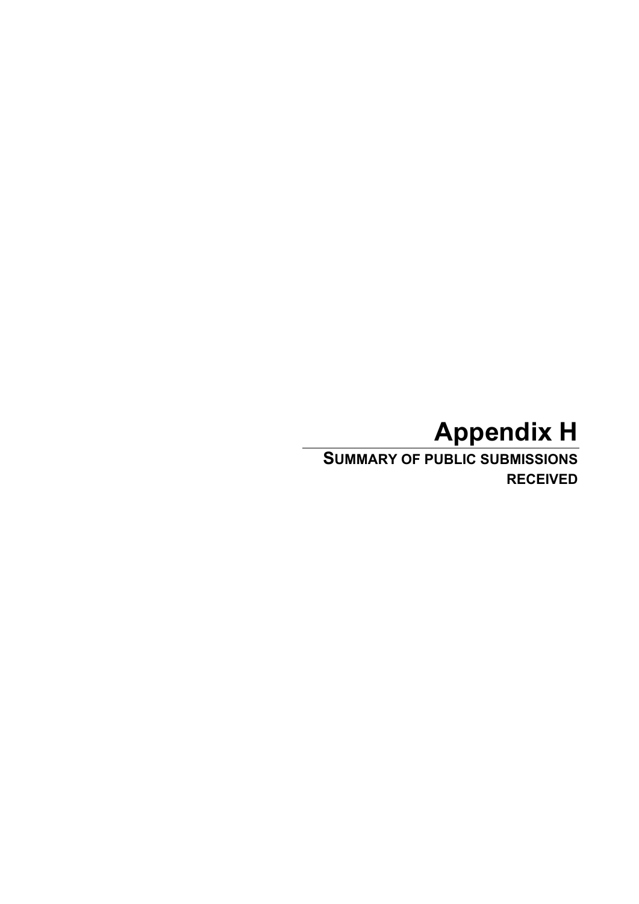# Appendix H

## SUMMARY OF PUBLIC SUBMISSIONS RECEIVED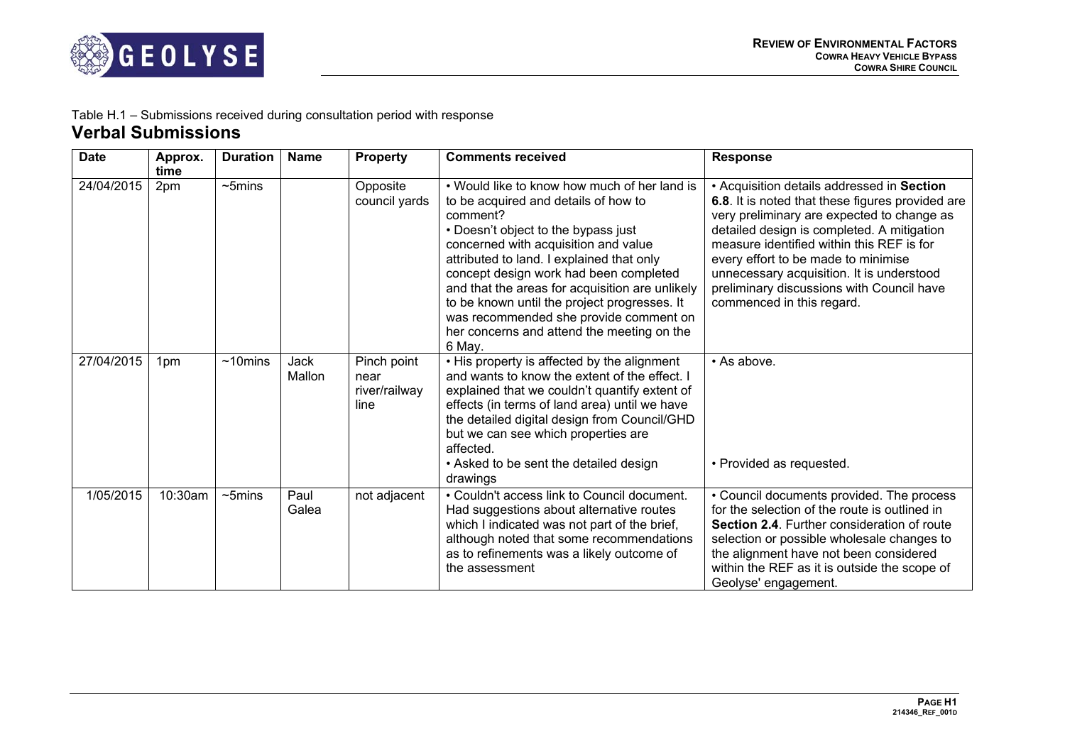Table H.1 – Submissions received during consultation period with response

## Verbal Submissions

| Date | Approx. time | Duration | Name | Property | Comments received | Response |
|---|---|---|---|---|---|---|
| 24/04/2015 | 2pm | ~5mins | | Opposite council yards | • Would like to know how much of her land is to be acquired and details of how to comment?<br>• Doesn't object to the bypass just concerned with acquisition and value attributed to land. I explained that only concept design work had been completed and that the areas for acquisition are unlikely to be known until the project progresses. It was recommended she provide comment on her concerns and attend the meeting on the 6 May. | • Acquisition details addressed in **Section 6.8**. It is noted that these figures provided are very preliminary are expected to change as detailed design is completed. A mitigation measure identified within this REF is for every effort to be made to minimise unnecessary acquisition. It is understood preliminary discussions with Council have commenced in this regard. |
| 27/04/2015 | 1pm | ~10mins | Jack Mallon | Pinch point near river/railway line | • His property is affected by the alignment and wants to know the extent of the effect. I explained that we couldn't quantify extent of effects (in terms of land area) until we have the detailed digital design from Council/GHD but we can see which properties are affected.<br>• Asked to be sent the detailed design drawings | • As above.<br>• Provided as requested. |
| 1/05/2015 | 10:30am | ~5mins | Paul Galea | not adjacent | • Couldn't access link to Council document. Had suggestions about alternative routes which I indicated was not part of the brief, although noted that some recommendations as to refinements was a likely outcome of the assessment | • Council documents provided. The process for the selection of the route is outlined in **Section 2.4**. Further consideration of route selection or possible wholesale changes to the alignment have not been considered within the REF as it is outside the scope of Geolyse' engagement. |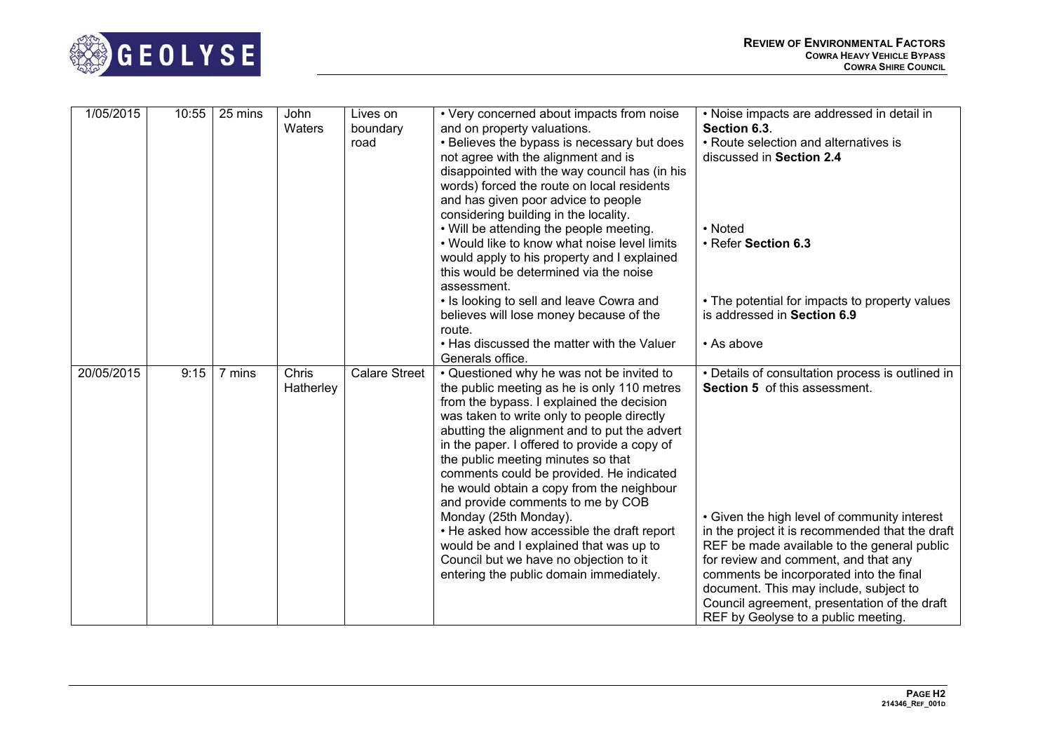| | | | | | | |
|---|---|---|---|---|---|---|
| 1/05/2015 | 10:55 | 25 mins | John Waters | Lives on boundary road | • Very concerned about impacts from noise and on property valuations.<br>• Believes the bypass is necessary but does not agree with the alignment and is disappointed with the way council has (in his words) forced the route on local residents and has given poor advice to people considering building in the locality.<br>• Will be attending the people meeting.<br>• Would like to know what noise level limits would apply to his property and I explained this would be determined via the noise assessment.<br>• Is looking to sell and leave Cowra and believes will lose money because of the route.<br>• Has discussed the matter with the Valuer Generals office. | • Noise impacts are addressed in detail in **Section 6.3**.<br>• Route selection and alternatives is discussed in **Section 2.4**<br>• Noted<br>• Refer **Section 6.3**<br>• The potential for impacts to property values is addressed in **Section 6.9**<br>• As above |
| 20/05/2015 | 9:15 | 7 mins | Chris Hatherley | Calare Street | • Questioned why he was not be invited to the public meeting as he is only 110 metres from the bypass. I explained the decision was taken to write only to people directly abutting the alignment and to put the advert in the paper. I offered to provide a copy of the public meeting minutes so that comments could be provided. He indicated he would obtain a copy from the neighbour and provide comments to me by COB Monday (25th Monday).<br>• He asked how accessible the draft report would be and I explained that was up to Council but we have no objection to it entering the public domain immediately. | • Details of consultation process is outlined in **Section 5** of this assessment.<br>• Given the high level of community interest in the project it is recommended that the draft REF be made available to the general public for review and comment, and that any comments be incorporated into the final document. This may include, subject to Council agreement, presentation of the draft REF by Geolyse to a public meeting. |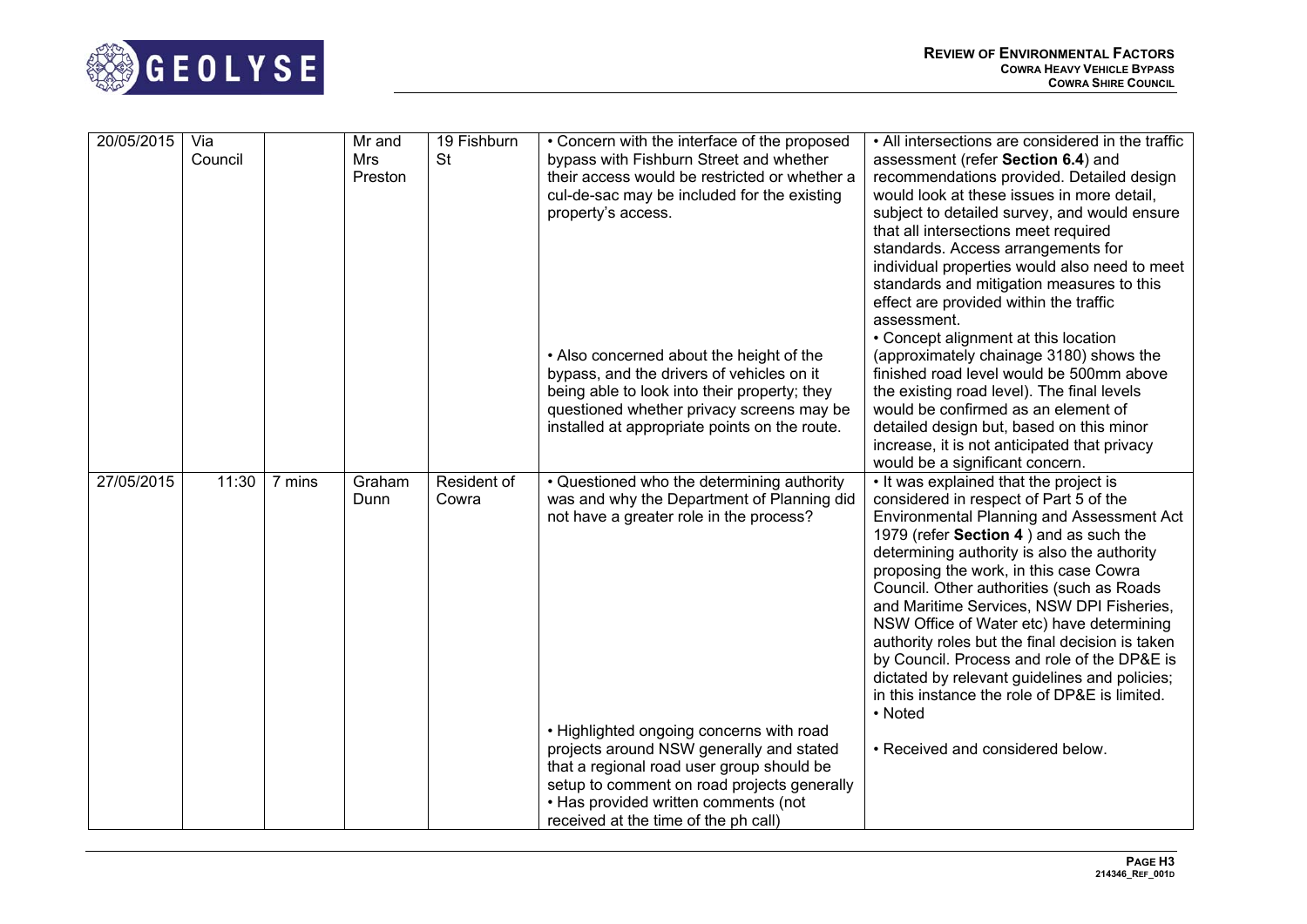| 20/05/2015 | Via Council | | Mr and Mrs Preston | 19 Fishburn St | • Concern with the interface of the proposed bypass with Fishburn Street and whether their access would be restricted or whether a cul-de-sac may be included for the existing property's access.<br><br>• Also concerned about the height of the bypass, and the drivers of vehicles on it being able to look into their property; they questioned whether privacy screens may be installed at appropriate points on the route. | • All intersections are considered in the traffic assessment (refer **Section 6.4**) and recommendations provided. Detailed design would look at these issues in more detail, subject to detailed survey, and would ensure that all intersections meet required standards. Access arrangements for individual properties would also need to meet standards and mitigation measures to this effect are provided within the traffic assessment.<br>• Concept alignment at this location (approximately chainage 3180) shows the finished road level would be 500mm above the existing road level). The final levels would be confirmed as an element of detailed design but, based on this minor increase, it is not anticipated that privacy would be a significant concern. |
|---|---|---|---|---|---|---|
| 27/05/2015 | 11:30 | 7 mins | Graham Dunn | Resident of Cowra | • Questioned who the determining authority was and why the Department of Planning did not have a greater role in the process?<br><br>• Highlighted ongoing concerns with road projects around NSW generally and stated that a regional road user group should be setup to comment on road projects generally<br>• Has provided written comments (not received at the time of the ph call) | • It was explained that the project is considered in respect of Part 5 of the Environmental Planning and Assessment Act 1979 (refer **Section 4** ) and as such the determining authority is also the authority proposing the work, in this case Cowra Council. Other authorities (such as Roads and Maritime Services, NSW DPI Fisheries, NSW Office of Water etc) have determining authority roles but the final decision is taken by Council. Process and role of the DP&E is dictated by relevant guidelines and policies; in this instance the role of DP&E is limited.<br>• Noted<br><br>• Received and considered below. |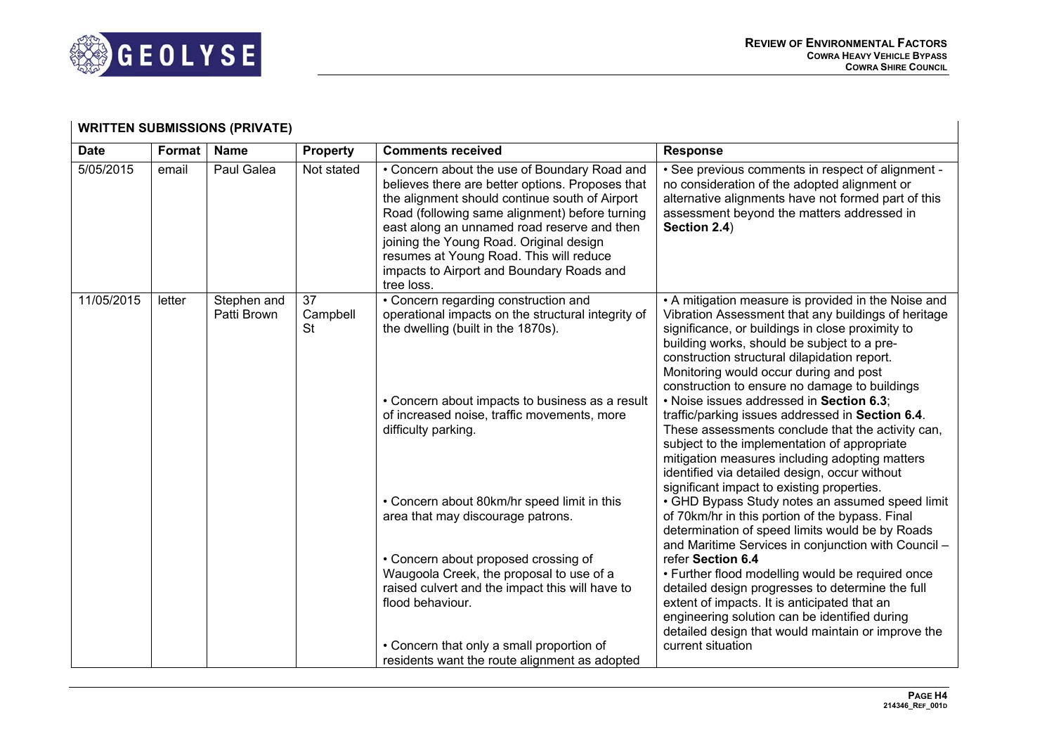**WRITTEN SUBMISSIONS (PRIVATE)**

| Date | Format | Name | Property | Comments received | Response |
|---|---|---|---|---|---|
| 5/05/2015 | email | Paul Galea | Not stated | • Concern about the use of Boundary Road and believes there are better options. Proposes that the alignment should continue south of Airport Road (following same alignment) before turning east along an unnamed road reserve and then joining the Young Road. Original design resumes at Young Road. This will reduce impacts to Airport and Boundary Roads and tree loss. | • See previous comments in respect of alignment - no consideration of the adopted alignment or alternative alignments have not formed part of this assessment beyond the matters addressed in **Section 2.4**) |
| 11/05/2015 | letter | Stephen and Patti Brown | 37 Campbell St | • Concern regarding construction and operational impacts on the structural integrity of the dwelling (built in the 1870s). | • A mitigation measure is provided in the Noise and Vibration Assessment that any buildings of heritage significance, or buildings in close proximity to building works, should be subject to a pre-construction structural dilapidation report. Monitoring would occur during and post construction to ensure no damage to buildings |
| | | | | • Concern about impacts to business as a result of increased noise, traffic movements, more difficulty parking. | • Noise issues addressed in **Section 6.3**; traffic/parking issues addressed in **Section 6.4**. These assessments conclude that the activity can, subject to the implementation of appropriate mitigation measures including adopting matters identified via detailed design, occur without significant impact to existing properties. |
| | | | | • Concern about 80km/hr speed limit in this area that may discourage patrons. | • GHD Bypass Study notes an assumed speed limit of 70km/hr in this portion of the bypass. Final determination of speed limits would be by Roads and Maritime Services in conjunction with Council – refer **Section 6.4** |
| | | | | • Concern about proposed crossing of Waugoola Creek, the proposal to use of a raised culvert and the impact this will have to flood behaviour. | • Further flood modelling would be required once detailed design progresses to determine the full extent of impacts. It is anticipated that an engineering solution can be identified during detailed design that would maintain or improve the current situation |
| | | | | • Concern that only a small proportion of residents want the route alignment as adopted | |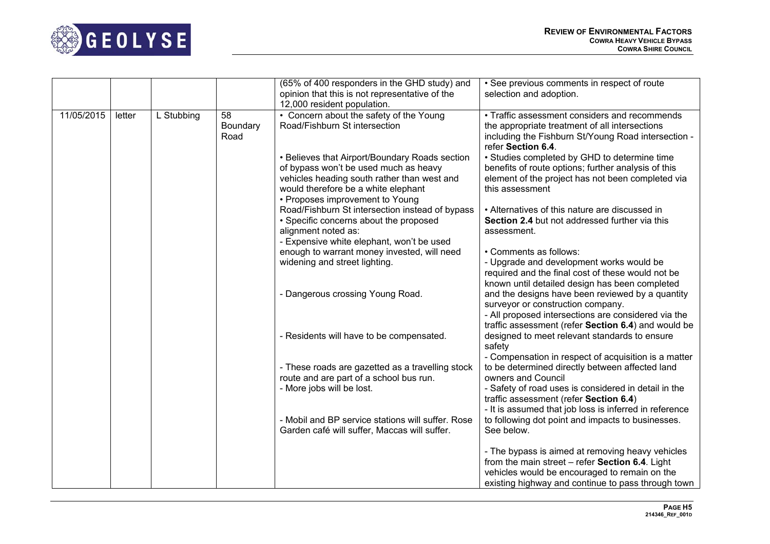| | | | | | |
|---|---|---|---|---|---|
| | | | | (65% of 400 responders in the GHD study) and opinion that this is not representative of the 12,000 resident population. | • See previous comments in respect of route selection and adoption. |
| 11/05/2015 | letter | L Stubbing | 58 Boundary Road | • Concern about the safety of the Young Road/Fishburn St intersection<br><br>• Believes that Airport/Boundary Roads section of bypass won't be used much as heavy vehicles heading south rather than west and would therefore be a white elephant<br>• Proposes improvement to Young Road/Fishburn St intersection instead of bypass<br>• Specific concerns about the proposed alignment noted as:<br>- Expensive white elephant, won't be used enough to warrant money invested, will need widening and street lighting.<br><br>- Dangerous crossing Young Road.<br><br>- Residents will have to be compensated.<br><br>- These roads are gazetted as a travelling stock route and are part of a school bus run.<br>- More jobs will be lost.<br><br>- Mobil and BP service stations will suffer. Rose Garden café will suffer, Maccas will suffer. | • Traffic assessment considers and recommends the appropriate treatment of all intersections including the Fishburn St/Young Road intersection - refer **Section 6.4**.<br>• Studies completed by GHD to determine time benefits of route options; further analysis of this element of the project has not been completed via this assessment<br><br>• Alternatives of this nature are discussed in **Section 2.4** but not addressed further via this assessment.<br><br>• Comments as follows:<br>- Upgrade and development works would be required and the final cost of these would not be known until detailed design has been completed and the designs have been reviewed by a quantity surveyor or construction company.<br>- All proposed intersections are considered via the traffic assessment (refer **Section 6.4**) and would be designed to meet relevant standards to ensure safety<br>- Compensation in respect of acquisition is a matter to be determined directly between affected land owners and Council<br>- Safety of road uses is considered in detail in the traffic assessment (refer **Section 6.4**)<br>- It is assumed that job loss is inferred in reference to following dot point and impacts to businesses. See below.<br><br>- The bypass is aimed at removing heavy vehicles from the main street – refer **Section 6.4**. Light vehicles would be encouraged to remain on the existing highway and continue to pass through town |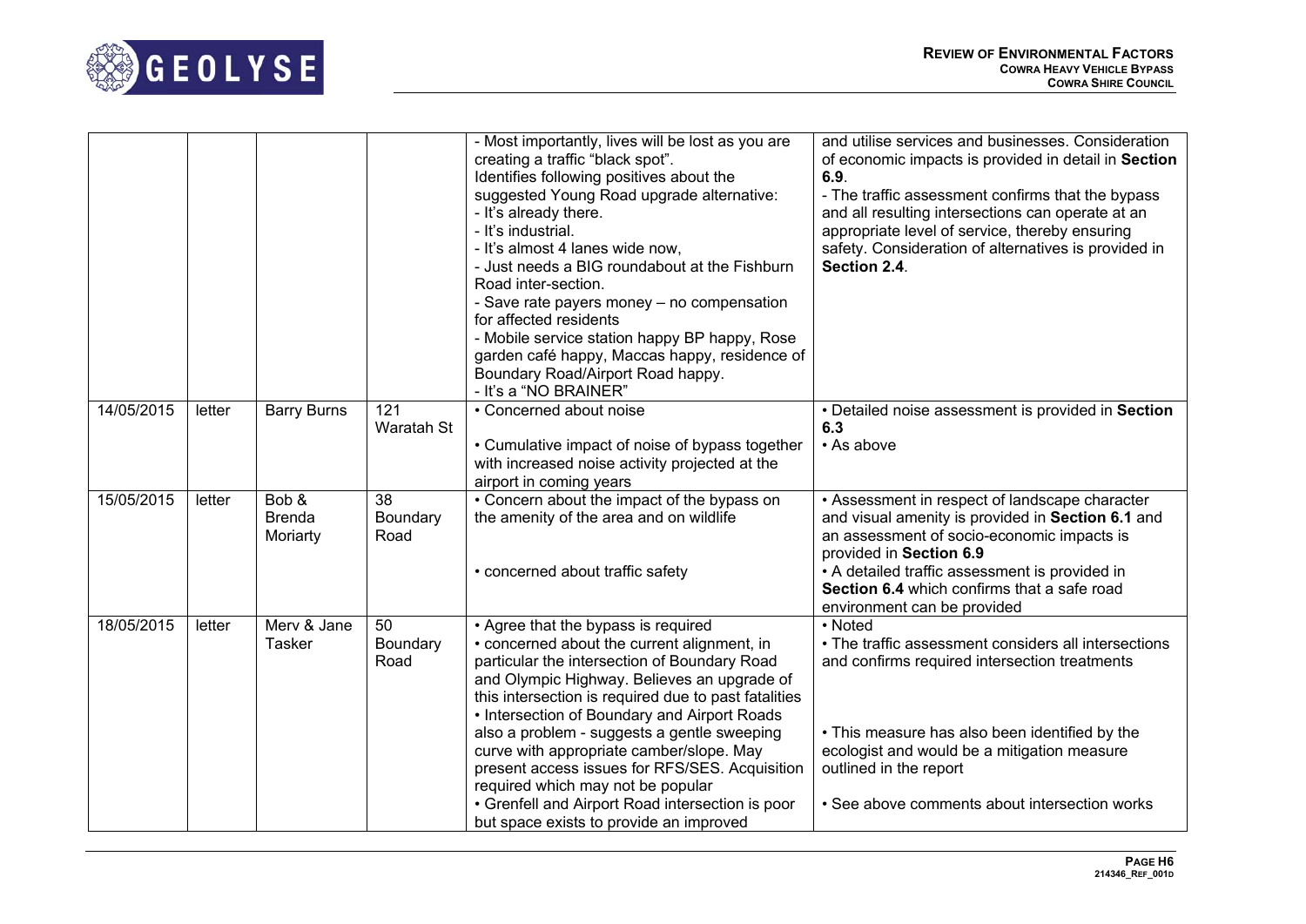| | | | | - Most importantly, lives will be lost as you are creating a traffic "black spot".<br>Identifies following positives about the suggested Young Road upgrade alternative:<br>- It's already there.<br>- It's industrial.<br>- It's almost 4 lanes wide now,<br>- Just needs a BIG roundabout at the Fishburn Road inter-section.<br>- Save rate payers money – no compensation for affected residents<br>- Mobile service station happy BP happy, Rose garden café happy, Maccas happy, residence of Boundary Road/Airport Road happy.<br>- It's a "NO BRAINER" | and utilise services and businesses. Consideration of economic impacts is provided in detail in **Section 6.9**.<br>- The traffic assessment confirms that the bypass and all resulting intersections can operate at an appropriate level of service, thereby ensuring safety. Consideration of alternatives is provided in **Section 2.4**. |
|---|---|---|---|---|---|
| 14/05/2015 | letter | Barry Burns | 121 Waratah St | • Concerned about noise<br><br>• Cumulative impact of noise of bypass together with increased noise activity projected at the airport in coming years | • Detailed noise assessment is provided in **Section 6.3**<br>• As above |
| 15/05/2015 | letter | Bob & Brenda Moriarty | 38 Boundary Road | • Concern about the impact of the bypass on the amenity of the area and on wildlife<br><br>• concerned about traffic safety | • Assessment in respect of landscape character and visual amenity is provided in **Section 6.1** and an assessment of socio-economic impacts is provided in **Section 6.9**<br>• A detailed traffic assessment is provided in **Section 6.4** which confirms that a safe road environment can be provided |
| 18/05/2015 | letter | Merv & Jane Tasker | 50 Boundary Road | • Agree that the bypass is required<br>• concerned about the current alignment, in particular the intersection of Boundary Road and Olympic Highway. Believes an upgrade of this intersection is required due to past fatalities<br>• Intersection of Boundary and Airport Roads also a problem - suggests a gentle sweeping curve with appropriate camber/slope. May present access issues for RFS/SES. Acquisition required which may not be popular<br>• Grenfell and Airport Road intersection is poor but space exists to provide an improved | • Noted<br>• The traffic assessment considers all intersections and confirms required intersection treatments<br><br>• This measure has also been identified by the ecologist and would be a mitigation measure outlined in the report<br><br>• See above comments about intersection works |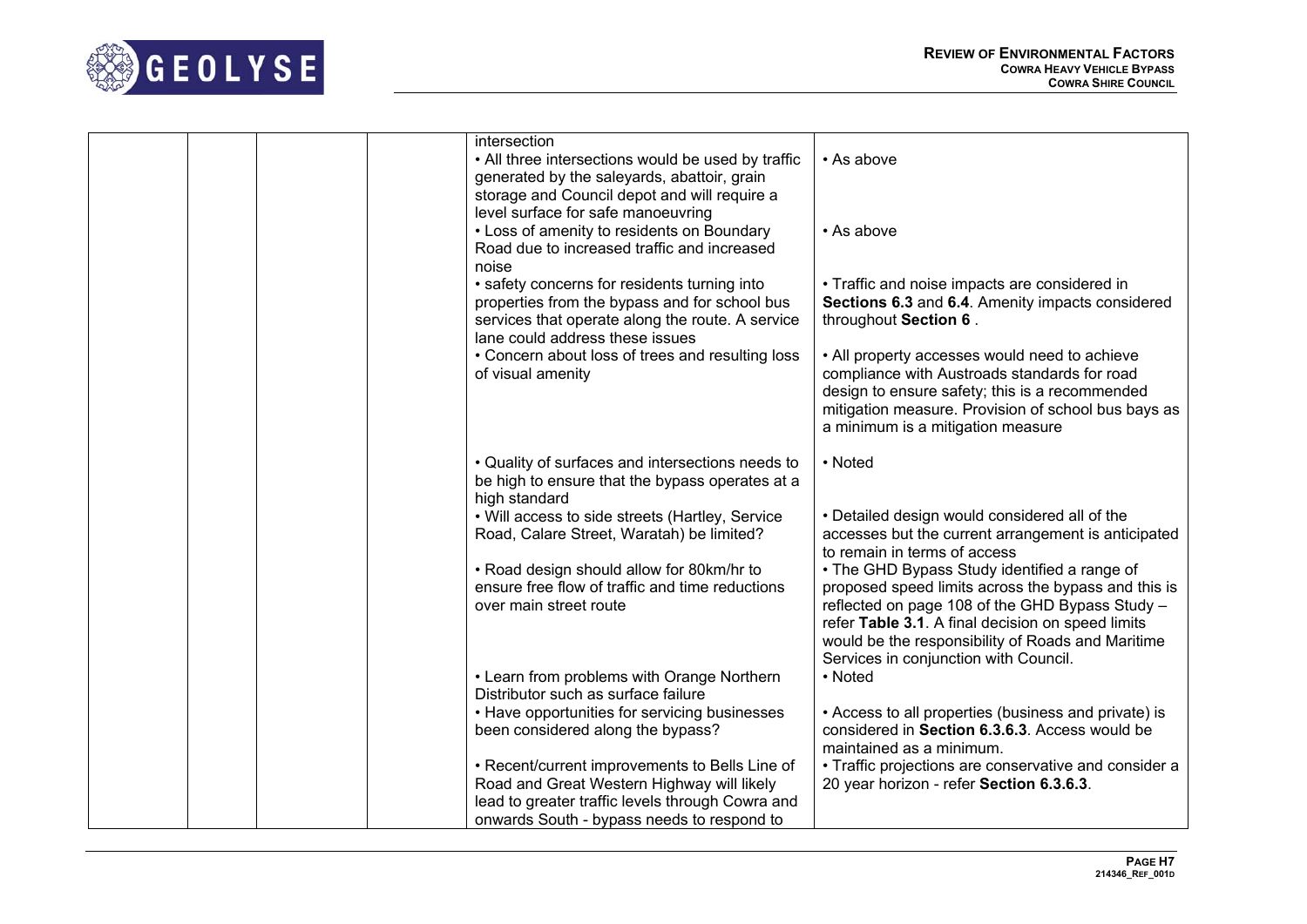| | | | | | |
|---|---|---|---|---|---|
| | | | | intersection | |
| | | | | • All three intersections would be used by traffic generated by the saleyards, abattoir, grain storage and Council depot and will require a level surface for safe manoeuvring | • As above |
| | | | | • Loss of amenity to residents on Boundary Road due to increased traffic and increased noise | • As above |
| | | | | • safety concerns for residents turning into properties from the bypass and for school bus services that operate along the route. A service lane could address these issues | • Traffic and noise impacts are considered in **Sections 6.3** and **6.4**. Amenity impacts considered throughout **Section 6** . |
| | | | | • Concern about loss of trees and resulting loss of visual amenity | • All property accesses would need to achieve compliance with Austroads standards for road design to ensure safety; this is a recommended mitigation measure. Provision of school bus bays as a minimum is a mitigation measure |
| | | | | • Quality of surfaces and intersections needs to be high to ensure that the bypass operates at a high standard | • Noted |
| | | | | • Will access to side streets (Hartley, Service Road, Calare Street, Waratah) be limited? | • Detailed design would considered all of the accesses but the current arrangement is anticipated to remain in terms of access |
| | | | | • Road design should allow for 80km/hr to ensure free flow of traffic and time reductions over main street route | • The GHD Bypass Study identified a range of proposed speed limits across the bypass and this is reflected on page 108 of the GHD Bypass Study – refer **Table 3.1**. A final decision on speed limits would be the responsibility of Roads and Maritime Services in conjunction with Council. |
| | | | | • Learn from problems with Orange Northern Distributor such as surface failure | • Noted |
| | | | | • Have opportunities for servicing businesses been considered along the bypass? | • Access to all properties (business and private) is considered in **Section 6.3.6.3**. Access would be maintained as a minimum. |
| | | | | • Recent/current improvements to Bells Line of Road and Great Western Highway will likely lead to greater traffic levels through Cowra and onwards South - bypass needs to respond to | • Traffic projections are conservative and consider a 20 year horizon - refer **Section 6.3.6.3**. |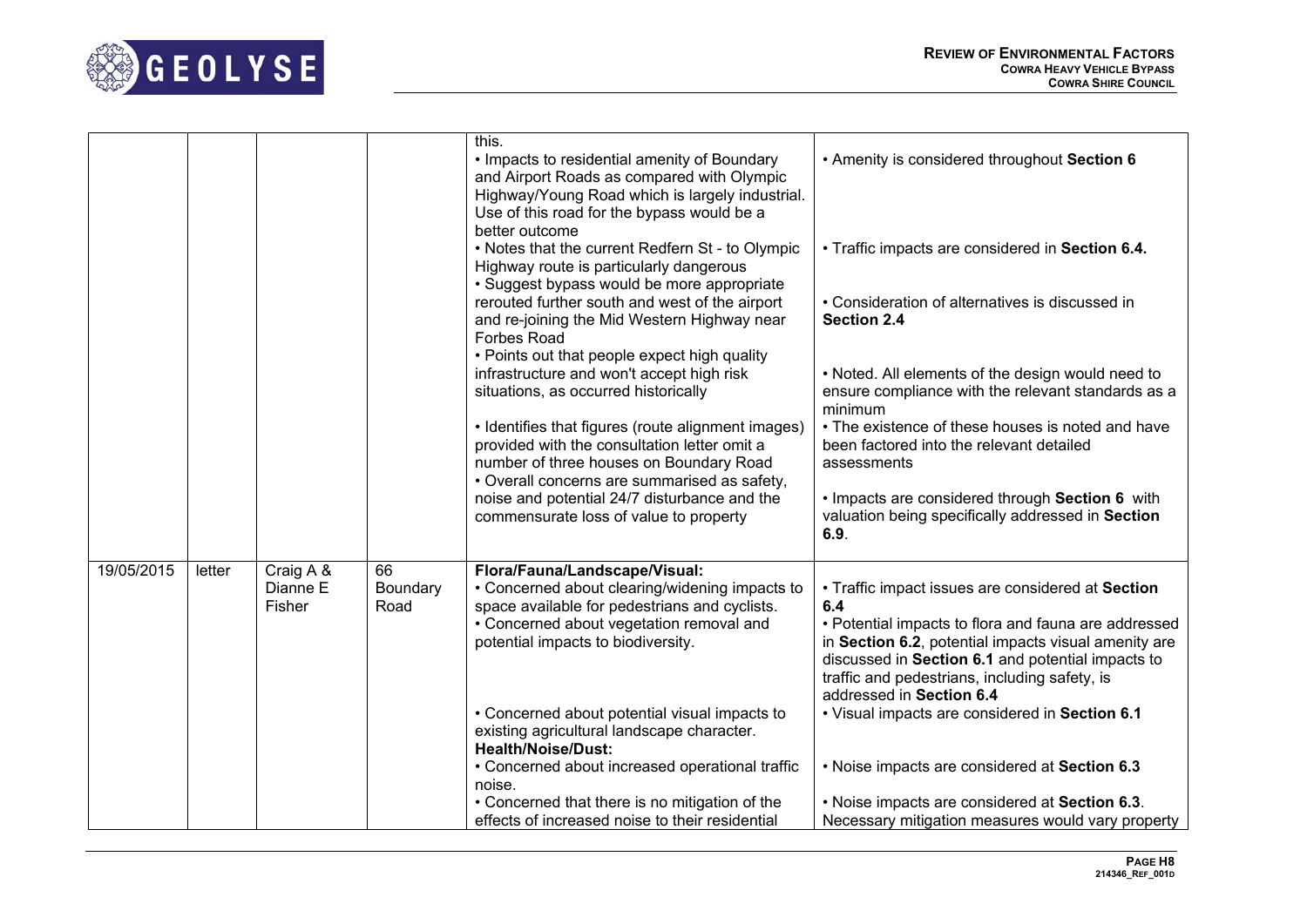|  |  |  |  |  |  |
|---|---|---|---|---|---|
|  |  |  |  | this.<br>• Impacts to residential amenity of Boundary and Airport Roads as compared with Olympic Highway/Young Road which is largely industrial. Use of this road for the bypass would be a better outcome<br>• Notes that the current Redfern St - to Olympic Highway route is particularly dangerous<br>• Suggest bypass would be more appropriate rerouted further south and west of the airport and re-joining the Mid Western Highway near Forbes Road<br>• Points out that people expect high quality infrastructure and won't accept high risk situations, as occurred historically<br>• Identifies that figures (route alignment images) provided with the consultation letter omit a number of three houses on Boundary Road<br>• Overall concerns are summarised as safety, noise and potential 24/7 disturbance and the commensurate loss of value to property | • Amenity is considered throughout **Section 6**<br>• Traffic impacts are considered in **Section 6.4.**<br>• Consideration of alternatives is discussed in **Section 2.4**<br>• Noted. All elements of the design would need to ensure compliance with the relevant standards as a minimum<br>• The existence of these houses is noted and have been factored into the relevant detailed assessments<br>• Impacts are considered through **Section 6** with valuation being specifically addressed in **Section 6.9**. |
| 19/05/2015 | letter | Craig A & Dianne E Fisher | 66 Boundary Road | **Flora/Fauna/Landscape/Visual:**<br>• Concerned about clearing/widening impacts to space available for pedestrians and cyclists.<br>• Concerned about vegetation removal and potential impacts to biodiversity.<br>• Concerned about potential visual impacts to existing agricultural landscape character.<br>**Health/Noise/Dust:**<br>• Concerned about increased operational traffic noise.<br>• Concerned that there is no mitigation of the effects of increased noise to their residential | • Traffic impact issues are considered at **Section 6.4**<br>• Potential impacts to flora and fauna are addressed in **Section 6.2**, potential impacts visual amenity are discussed in **Section 6.1** and potential impacts to traffic and pedestrians, including safety, is addressed in **Section 6.4**<br>• Visual impacts are considered in **Section 6.1**<br>• Noise impacts are considered at **Section 6.3**<br>• Noise impacts are considered at **Section 6.3**. Necessary mitigation measures would vary property |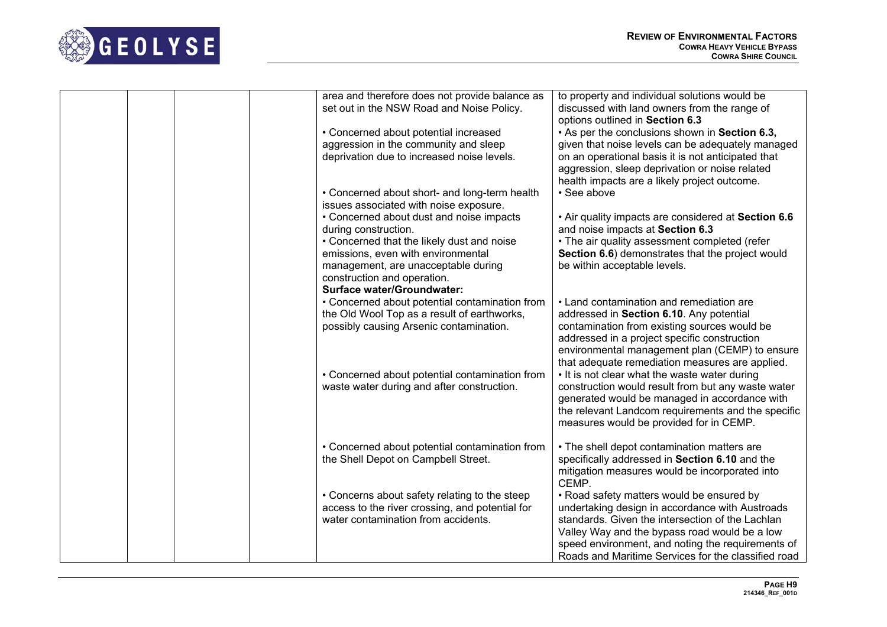| | | | | | |
|---|---|---|---|---|---|
| | | | | area and therefore does not provide balance as set out in the NSW Road and Noise Policy. | to property and individual solutions would be discussed with land owners from the range of options outlined in **Section 6.3** |
| | | | | • Concerned about potential increased aggression in the community and sleep deprivation due to increased noise levels. | • As per the conclusions shown in **Section 6.3,** given that noise levels can be adequately managed on an operational basis it is not anticipated that aggression, sleep deprivation or noise related health impacts are a likely project outcome. |
| | | | | • Concerned about short- and long-term health issues associated with noise exposure. | • See above |
| | | | | • Concerned about dust and noise impacts during construction. | • Air quality impacts are considered at **Section 6.6** and noise impacts at **Section 6.3** |
| | | | | • Concerned that the likely dust and noise emissions, even with environmental management, are unacceptable during construction and operation. | • The air quality assessment completed (refer **Section 6.6**) demonstrates that the project would be within acceptable levels. |
| | | | | **Surface water/Groundwater:** | |
| | | | | • Concerned about potential contamination from the Old Wool Top as a result of earthworks, possibly causing Arsenic contamination. | • Land contamination and remediation are addressed in **Section 6.10**. Any potential contamination from existing sources would be addressed in a project specific construction environmental management plan (CEMP) to ensure that adequate remediation measures are applied. |
| | | | | • Concerned about potential contamination from waste water during and after construction. | • It is not clear what the waste water during construction would result from but any waste water generated would be managed in accordance with the relevant Landcom requirements and the specific measures would be provided for in CEMP. |
| | | | | • Concerned about potential contamination from the Shell Depot on Campbell Street. | • The shell depot contamination matters are specifically addressed in **Section 6.10** and the mitigation measures would be incorporated into CEMP. |
| | | | | • Concerns about safety relating to the steep access to the river crossing, and potential for water contamination from accidents. | • Road safety matters would be ensured by undertaking design in accordance with Austroads standards. Given the intersection of the Lachlan Valley Way and the bypass road would be a low speed environment, and noting the requirements of Roads and Maritime Services for the classified road |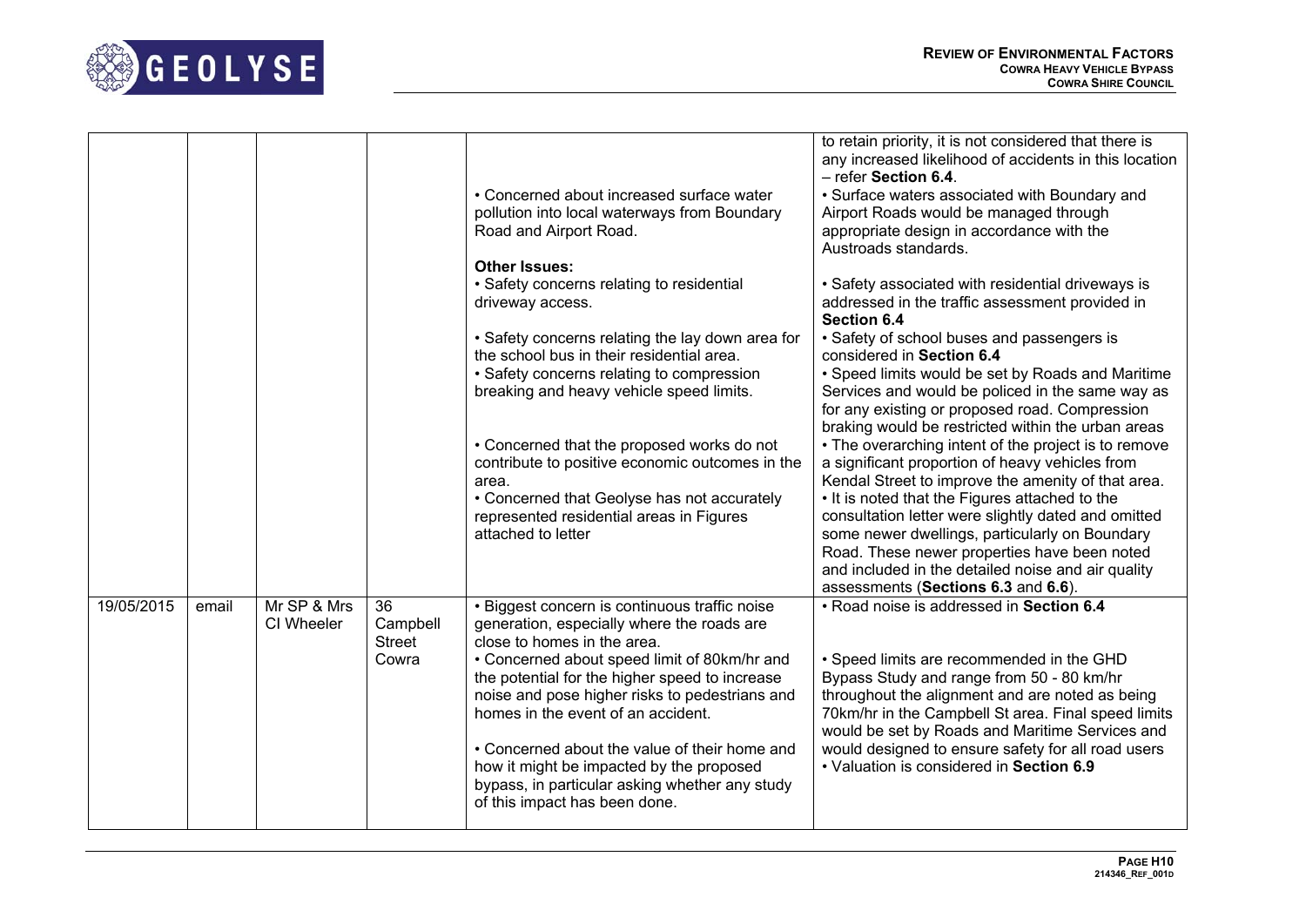| | | | | | |
|---|---|---|---|---|---|
| | | | | • Concerned about increased surface water pollution into local waterways from Boundary Road and Airport Road.<br><br>**Other Issues:**<br>• Safety concerns relating to residential driveway access.<br><br>• Safety concerns relating the lay down area for the school bus in their residential area.<br>• Safety concerns relating to compression breaking and heavy vehicle speed limits.<br><br>• Concerned that the proposed works do not contribute to positive economic outcomes in the area.<br>• Concerned that Geolyse has not accurately represented residential areas in Figures attached to letter | to retain priority, it is not considered that there is any increased likelihood of accidents in this location – refer **Section 6.4**.<br>• Surface waters associated with Boundary and Airport Roads would be managed through appropriate design in accordance with the Austroads standards.<br><br>• Safety associated with residential driveways is addressed in the traffic assessment provided in **Section 6.4**<br>• Safety of school buses and passengers is considered in **Section 6.4**<br>• Speed limits would be set by Roads and Maritime Services and would be policed in the same way as for any existing or proposed road. Compression braking would be restricted within the urban areas<br>• The overarching intent of the project is to remove a significant proportion of heavy vehicles from Kendal Street to improve the amenity of that area.<br>• It is noted that the Figures attached to the consultation letter were slightly dated and omitted some newer dwellings, particularly on Boundary Road. These newer properties have been noted and included in the detailed noise and air quality assessments (**Sections 6.3** and **6.6**). |
| 19/05/2015 | email | Mr SP & Mrs CI Wheeler | 36 Campbell Street Cowra | • Biggest concern is continuous traffic noise generation, especially where the roads are close to homes in the area.<br>• Concerned about speed limit of 80km/hr and the potential for the higher speed to increase noise and pose higher risks to pedestrians and homes in the event of an accident.<br><br>• Concerned about the value of their home and how it might be impacted by the proposed bypass, in particular asking whether any study of this impact has been done. | • Road noise is addressed in **Section 6.4**<br><br>• Speed limits are recommended in the GHD Bypass Study and range from 50 - 80 km/hr throughout the alignment and are noted as being 70km/hr in the Campbell St area. Final speed limits would be set by Roads and Maritime Services and would designed to ensure safety for all road users<br>• Valuation is considered in **Section 6.9** |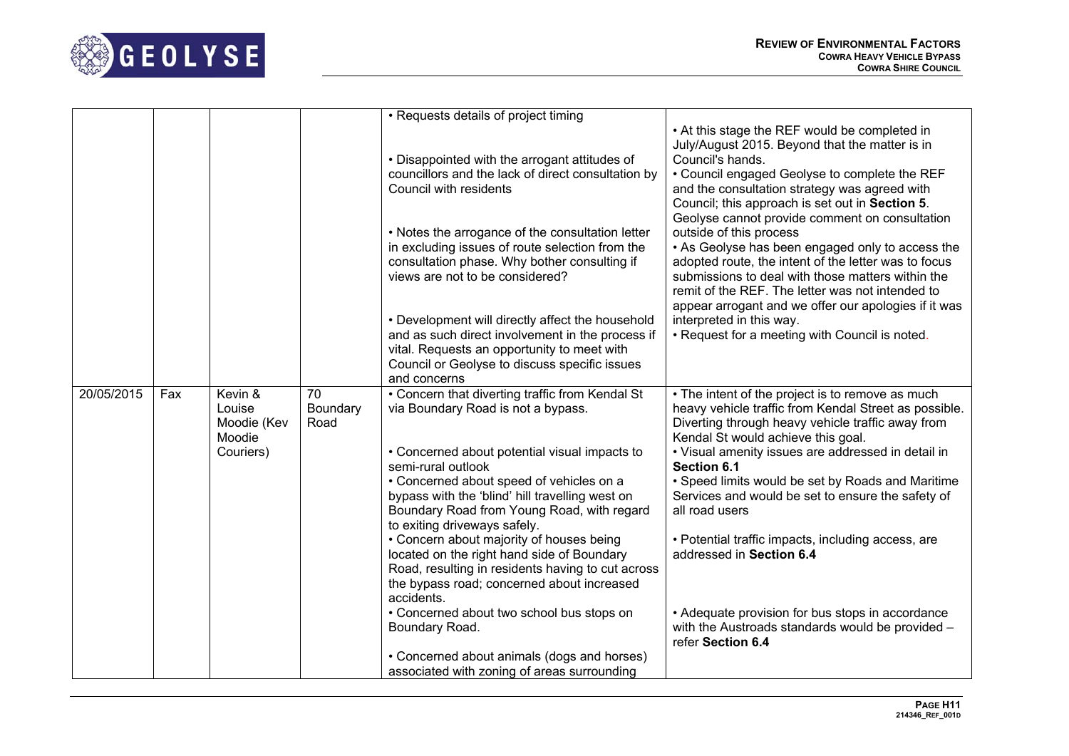| | | | | • Requests details of project timing<br><br>• Disappointed with the arrogant attitudes of councillors and the lack of direct consultation by Council with residents<br><br>• Notes the arrogance of the consultation letter in excluding issues of route selection from the consultation phase. Why bother consulting if views are not to be considered?<br><br>• Development will directly affect the household and as such direct involvement in the process if vital. Requests an opportunity to meet with Council or Geolyse to discuss specific issues and concerns | • At this stage the REF would be completed in July/August 2015. Beyond that the matter is in Council's hands.<br>• Council engaged Geolyse to complete the REF and the consultation strategy was agreed with Council; this approach is set out in **Section 5**. Geolyse cannot provide comment on consultation outside of this process<br>• As Geolyse has been engaged only to access the adopted route, the intent of the letter was to focus submissions to deal with those matters within the remit of the REF. The letter was not intended to appear arrogant and we offer our apologies if it was interpreted in this way.<br>• Request for a meeting with Council is noted. |
|---|---|---|---|---|---|
| 20/05/2015 | Fax | Kevin & Louise Moodie (Kev Moodie Couriers) | 70 Boundary Road | • Concern that diverting traffic from Kendal St via Boundary Road is not a bypass.<br><br>• Concerned about potential visual impacts to semi-rural outlook<br>• Concerned about speed of vehicles on a bypass with the 'blind' hill travelling west on Boundary Road from Young Road, with regard to exiting driveways safely.<br>• Concern about majority of houses being located on the right hand side of Boundary Road, resulting in residents having to cut across the bypass road; concerned about increased accidents.<br>• Concerned about two school bus stops on Boundary Road.<br><br>• Concerned about animals (dogs and horses) associated with zoning of areas surrounding | • The intent of the project is to remove as much heavy vehicle traffic from Kendal Street as possible. Diverting through heavy vehicle traffic away from Kendal St would achieve this goal.<br>• Visual amenity issues are addressed in detail in **Section 6.1**<br>• Speed limits would be set by Roads and Maritime Services and would be set to ensure the safety of all road users<br><br>• Potential traffic impacts, including access, are addressed in **Section 6.4**<br><br>• Adequate provision for bus stops in accordance with the Austroads standards would be provided – refer **Section 6.4** |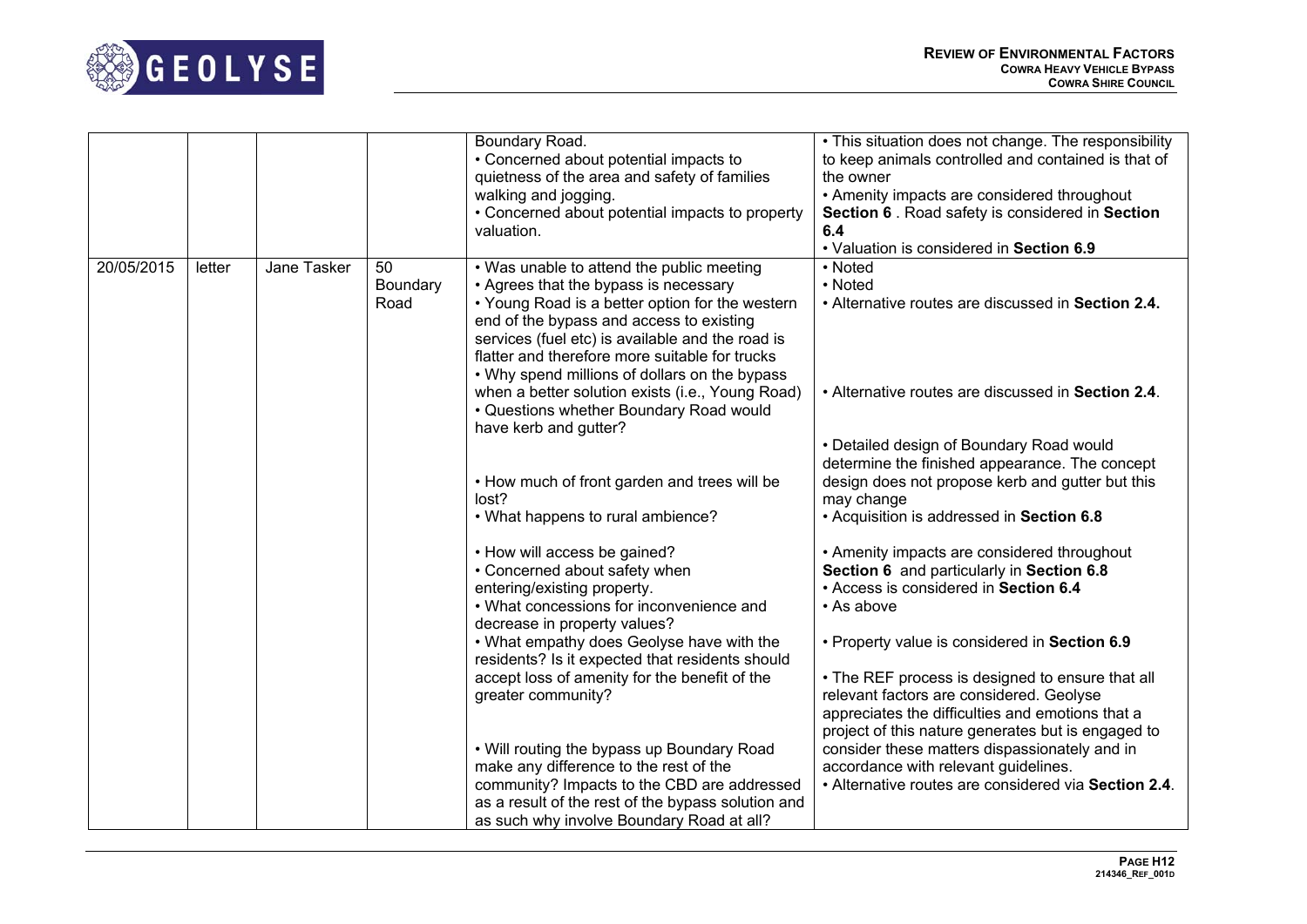| | | | | | |
|---|---|---|---|---|---|
| | | | | Boundary Road.<br>• Concerned about potential impacts to quietness of the area and safety of families walking and jogging.<br>• Concerned about potential impacts to property valuation. | • This situation does not change. The responsibility to keep animals controlled and contained is that of the owner<br>• Amenity impacts are considered throughout **Section 6** . Road safety is considered in **Section 6.4**<br>• Valuation is considered in **Section 6.9** |
| 20/05/2015 | letter | Jane Tasker | 50 Boundary Road | • Was unable to attend the public meeting<br>• Agrees that the bypass is necessary<br>• Young Road is a better option for the western end of the bypass and access to existing services (fuel etc) is available and the road is flatter and therefore more suitable for trucks<br>• Why spend millions of dollars on the bypass when a better solution exists (i.e., Young Road)<br>• Questions whether Boundary Road would have kerb and gutter?<br>• How much of front garden and trees will be lost?<br>• What happens to rural ambience?<br>• How will access be gained?<br>• Concerned about safety when entering/existing property.<br>• What concessions for inconvenience and decrease in property values?<br>• What empathy does Geolyse have with the residents? Is it expected that residents should accept loss of amenity for the benefit of the greater community?<br>• Will routing the bypass up Boundary Road make any difference to the rest of the community? Impacts to the CBD are addressed as a result of the rest of the bypass solution and as such why involve Boundary Road at all? | • Noted<br>• Noted<br>• Alternative routes are discussed in **Section 2.4.**<br>• Alternative routes are discussed in **Section 2.4**.<br>• Detailed design of Boundary Road would determine the finished appearance. The concept design does not propose kerb and gutter but this may change<br>• Acquisition is addressed in **Section 6.8**<br>• Amenity impacts are considered throughout **Section 6** and particularly in **Section 6.8**<br>• Access is considered in **Section 6.4**<br>• As above<br>• Property value is considered in **Section 6.9**<br>• The REF process is designed to ensure that all relevant factors are considered. Geolyse appreciates the difficulties and emotions that a project of this nature generates but is engaged to consider these matters dispassionately and in accordance with relevant guidelines.<br>• Alternative routes are considered via **Section 2.4**. |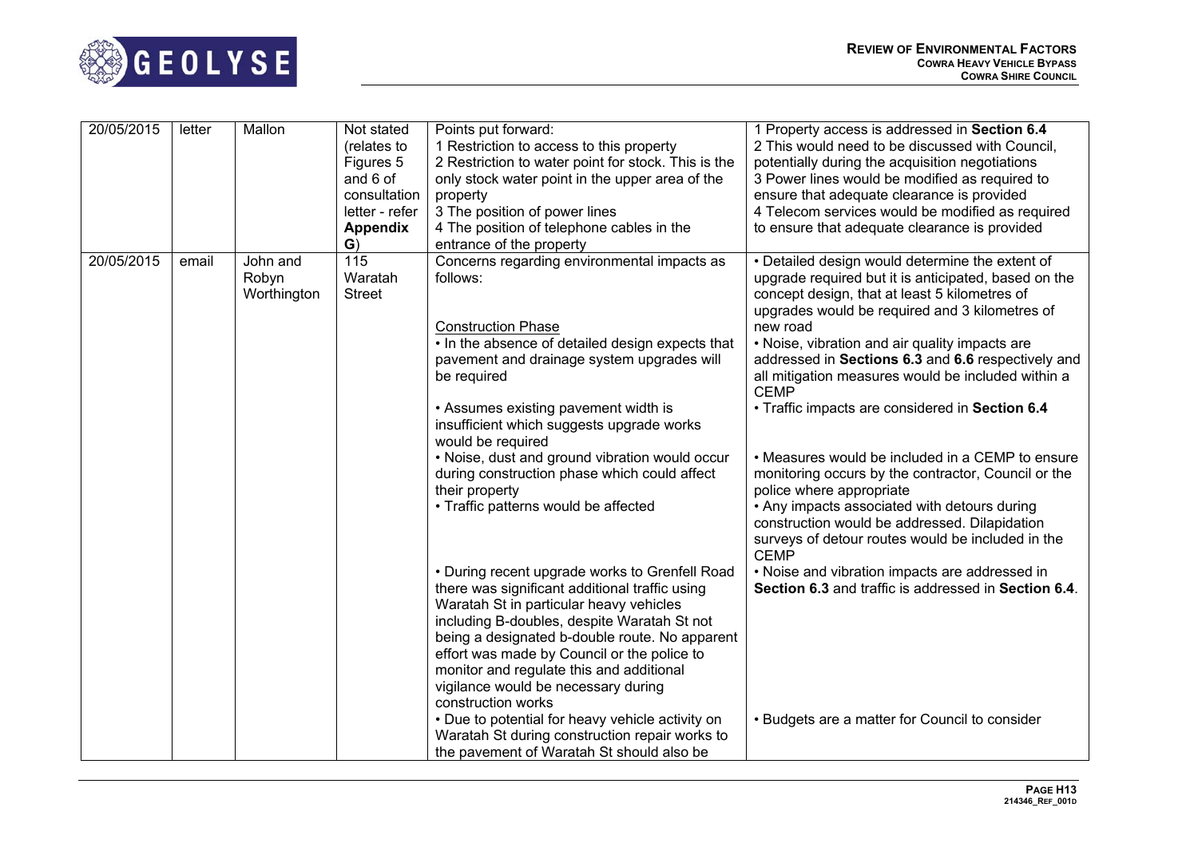| 20/05/2015 | letter | Mallon | Not stated (relates to Figures 5 and 6 of consultation letter - refer **Appendix G**) | Points put forward:<br>1 Restriction to access to this property<br>2 Restriction to water point for stock. This is the only stock water point in the upper area of the property<br>3 The position of power lines<br>4 The position of telephone cables in the entrance of the property | 1 Property access is addressed in **Section 6.4**<br>2 This would need to be discussed with Council, potentially during the acquisition negotiations<br>3 Power lines would be modified as required to ensure that adequate clearance is provided<br>4 Telecom services would be modified as required to ensure that adequate clearance is provided |
|---|---|---|---|---|---|
| 20/05/2015 | email | John and Robyn Worthington | 115 Waratah Street | Concerns regarding environmental impacts as follows:<br><br>Construction Phase<br>• In the absence of detailed design expects that pavement and drainage system upgrades will be required<br><br>• Assumes existing pavement width is insufficient which suggests upgrade works would be required<br>• Noise, dust and ground vibration would occur during construction phase which could affect their property<br>• Traffic patterns would be affected<br><br>• During recent upgrade works to Grenfell Road there was significant additional traffic using Waratah St in particular heavy vehicles including B-doubles, despite Waratah St not being a designated b-double route. No apparent effort was made by Council or the police to monitor and regulate this and additional vigilance would be necessary during construction works<br>• Due to potential for heavy vehicle activity on Waratah St during construction repair works to the pavement of Waratah St should also be | • Detailed design would determine the extent of upgrade required but it is anticipated, based on the concept design, that at least 5 kilometres of upgrades would be required and 3 kilometres of new road<br>• Noise, vibration and air quality impacts are addressed in **Sections 6.3** and **6.6** respectively and all mitigation measures would be included within a CEMP<br>• Traffic impacts are considered in **Section 6.4**<br><br>• Measures would be included in a CEMP to ensure monitoring occurs by the contractor, Council or the police where appropriate<br>• Any impacts associated with detours during construction would be addressed. Dilapidation surveys of detour routes would be included in the CEMP<br>• Noise and vibration impacts are addressed in **Section 6.3** and traffic is addressed in **Section 6.4**.<br><br>• Budgets are a matter for Council to consider |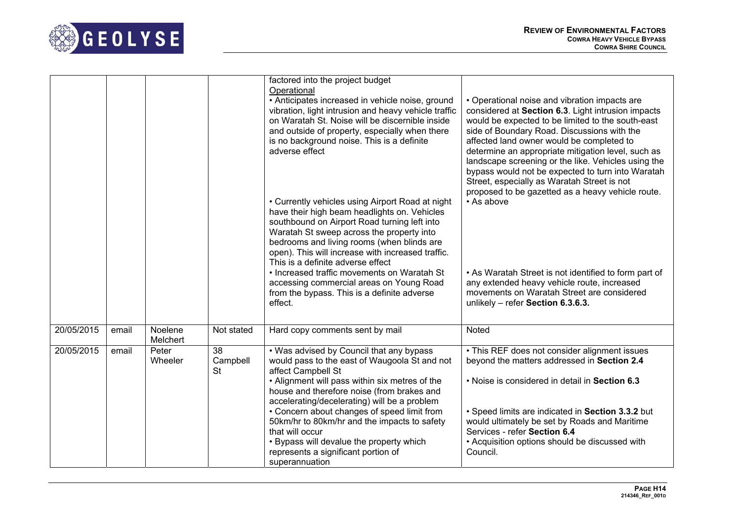| | | | | | |
|---|---|---|---|---|---|
| | | | | factored into the project budget<br>Operational<br>• Anticipates increased in vehicle noise, ground vibration, light intrusion and heavy vehicle traffic on Waratah St. Noise will be discernible inside and outside of property, especially when there is no background noise. This is a definite adverse effect | • Operational noise and vibration impacts are considered at **Section 6.3**. Light intrusion impacts would be expected to be limited to the south-east side of Boundary Road. Discussions with the affected land owner would be completed to determine an appropriate mitigation level, such as landscape screening or the like. Vehicles using the bypass would not be expected to turn into Waratah Street, especially as Waratah Street is not proposed to be gazetted as a heavy vehicle route. |
| | | | | • Currently vehicles using Airport Road at night have their high beam headlights on. Vehicles southbound on Airport Road turning left into Waratah St sweep across the property into bedrooms and living rooms (when blinds are open). This will increase with increased traffic. This is a definite adverse effect | • As above |
| | | | | • Increased traffic movements on Waratah St accessing commercial areas on Young Road from the bypass. This is a definite adverse effect. | • As Waratah Street is not identified to form part of any extended heavy vehicle route, increased movements on Waratah Street are considered unlikely – refer **Section 6.3.6.3.** |
| 20/05/2015 | email | Noelene Melchert | Not stated | Hard copy comments sent by mail | Noted |
| 20/05/2015 | email | Peter Wheeler | 38 Campbell St | • Was advised by Council that any bypass would pass to the east of Waugoola St and not affect Campbell St | • This REF does not consider alignment issues beyond the matters addressed in **Section 2.4** |
| | | | | • Alignment will pass within six metres of the house and therefore noise (from brakes and accelerating/decelerating) will be a problem | • Noise is considered in detail in **Section 6.3** |
| | | | | • Concern about changes of speed limit from 50km/hr to 80km/hr and the impacts to safety that will occur | • Speed limits are indicated in **Section 3.3.2** but would ultimately be set by Roads and Maritime Services - refer **Section 6.4** |
| | | | | • Bypass will devalue the property which represents a significant portion of superannuation | • Acquisition options should be discussed with Council. |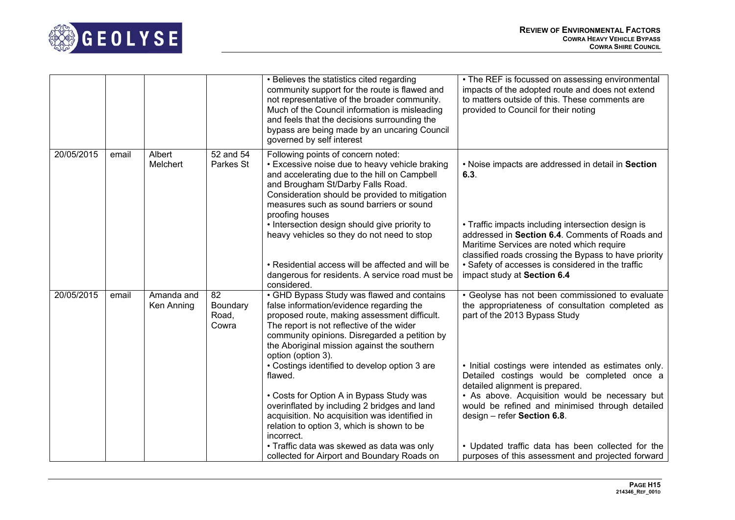| | | | | |
|---|---|---|---|---|
| | | | • Believes the statistics cited regarding community support for the route is flawed and not representative of the broader community. Much of the Council information is misleading and feels that the decisions surrounding the bypass are being made by an uncaring Council governed by self interest | • The REF is focussed on assessing environmental impacts of the adopted route and does not extend to matters outside of this. These comments are provided to Council for their noting |
| 20/05/2015 | email | Albert Melchert | 52 and 54 Parkes St | Following points of concern noted:<br>• Excessive noise due to heavy vehicle braking and accelerating due to the hill on Campbell and Brougham St/Darby Falls Road. Consideration should be provided to mitigation measures such as sound barriers or sound proofing houses<br>• Intersection design should give priority to heavy vehicles so they do not need to stop<br>• Residential access will be affected and will be dangerous for residents. A service road must be considered. | • Noise impacts are addressed in detail in **Section 6.3**.<br>• Traffic impacts including intersection design is addressed in **Section 6.4**. Comments of Roads and Maritime Services are noted which require classified roads crossing the Bypass to have priority<br>• Safety of accesses is considered in the traffic impact study at **Section 6.4** |
| 20/05/2015 | email | Amanda and Ken Anning | 82 Boundary Road, Cowra | • GHD Bypass Study was flawed and contains false information/evidence regarding the proposed route, making assessment difficult. The report is not reflective of the wider community opinions. Disregarded a petition by the Aboriginal mission against the southern option (option 3).<br>• Costings identified to develop option 3 are flawed.<br>• Costs for Option A in Bypass Study was overinflated by including 2 bridges and land acquisition. No acquisition was identified in relation to option 3, which is shown to be incorrect.<br>• Traffic data was skewed as data was only collected for Airport and Boundary Roads on | • Geolyse has not been commissioned to evaluate the appropriateness of consultation completed as part of the 2013 Bypass Study<br>• Initial costings were intended as estimates only. Detailed costings would be completed once a detailed alignment is prepared.<br>• As above. Acquisition would be necessary but would be refined and minimised through detailed design – refer **Section 6.8**.<br>• Updated traffic data has been collected for the purposes of this assessment and projected forward |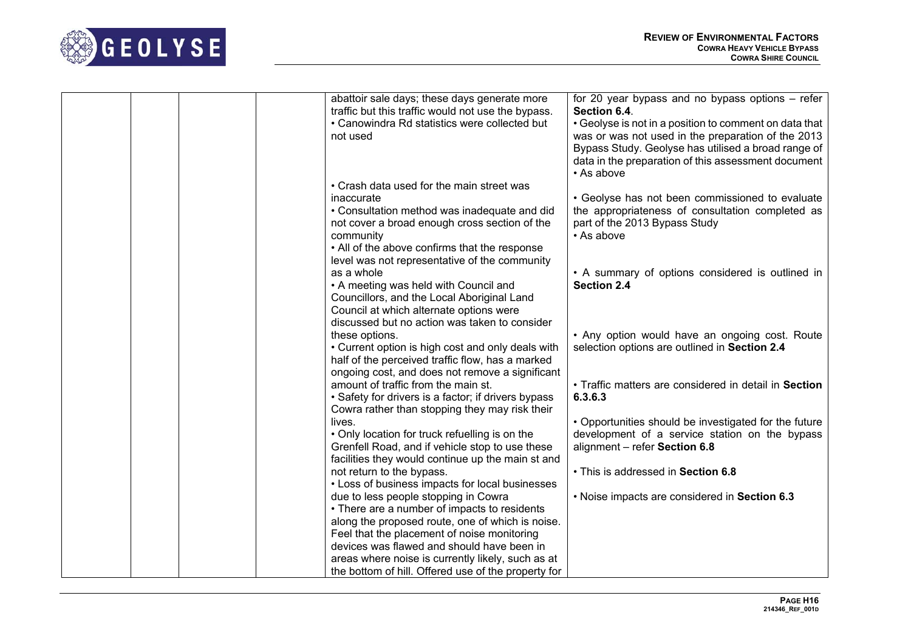| | | | | | |
|---|---|---|---|---|---|
| | | | | abattoir sale days; these days generate more traffic but this traffic would not use the bypass. | for 20 year bypass and no bypass options – refer **Section 6.4**. |
| | | | | • Canowindra Rd statistics were collected but not used | • Geolyse is not in a position to comment on data that was or was not used in the preparation of the 2013 Bypass Study. Geolyse has utilised a broad range of data in the preparation of this assessment document |
| | | | | • Crash data used for the main street was inaccurate | • As above |
| | | | | • Consultation method was inadequate and did not cover a broad enough cross section of the community | • Geolyse has not been commissioned to evaluate the appropriateness of consultation completed as part of the 2013 Bypass Study |
| | | | | • All of the above confirms that the response level was not representative of the community as a whole | • As above |
| | | | | • A meeting was held with Council and Councillors, and the Local Aboriginal Land Council at which alternate options were discussed but no action was taken to consider these options. | • A summary of options considered is outlined in **Section 2.4** |
| | | | | • Current option is high cost and only deals with half of the perceived traffic flow, has a marked ongoing cost, and does not remove a significant amount of traffic from the main st. | • Any option would have an ongoing cost. Route selection options are outlined in **Section 2.4** |
| | | | | • Safety for drivers is a factor; if drivers bypass Cowra rather than stopping they may risk their lives. | • Traffic matters are considered in detail in **Section 6.3.6.3** |
| | | | | • Only location for truck refuelling is on the Grenfell Road, and if vehicle stop to use these facilities they would continue up the main st and not return to the bypass. | • Opportunities should be investigated for the future development of a service station on the bypass alignment – refer **Section 6.8** |
| | | | | • Loss of business impacts for local businesses due to less people stopping in Cowra | • This is addressed in **Section 6.8** |
| | | | | • There are a number of impacts to residents along the proposed route, one of which is noise. Feel that the placement of noise monitoring devices was flawed and should have been in areas where noise is currently likely, such as at the bottom of hill. Offered use of the property for | • Noise impacts are considered in **Section 6.3** |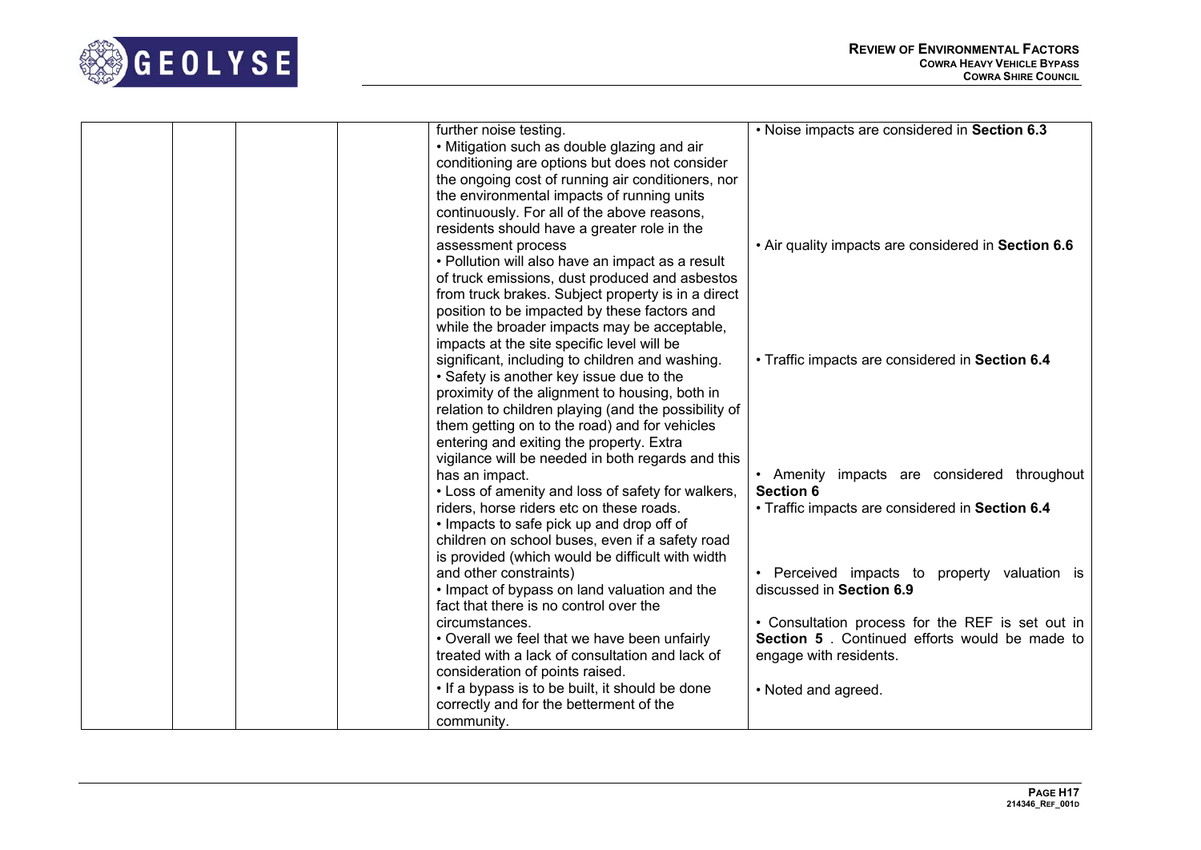| | | | | | |
|---|---|---|---|---|---|
| | | | | further noise testing.<br>• Mitigation such as double glazing and air conditioning are options but does not consider the ongoing cost of running air conditioners, nor the environmental impacts of running units continuously. For all of the above reasons, residents should have a greater role in the assessment process<br>• Pollution will also have an impact as a result of truck emissions, dust produced and asbestos from truck brakes. Subject property is in a direct position to be impacted by these factors and while the broader impacts may be acceptable, impacts at the site specific level will be significant, including to children and washing.<br>• Safety is another key issue due to the proximity of the alignment to housing, both in relation to children playing (and the possibility of them getting on to the road) and for vehicles entering and exiting the property. Extra vigilance will be needed in both regards and this has an impact.<br>• Loss of amenity and loss of safety for walkers, riders, horse riders etc on these roads.<br>• Impacts to safe pick up and drop off of children on school buses, even if a safety road is provided (which would be difficult with width and other constraints)<br>• Impact of bypass on land valuation and the fact that there is no control over the circumstances.<br>• Overall we feel that we have been unfairly treated with a lack of consultation and lack of consideration of points raised.<br>• If a bypass is to be built, it should be done correctly and for the betterment of the community. | • Noise impacts are considered in **Section 6.3**<br>• Air quality impacts are considered in **Section 6.6**<br>• Traffic impacts are considered in **Section 6.4**<br>• Amenity impacts are considered throughout **Section 6**<br>• Traffic impacts are considered in **Section 6.4**<br>• Perceived impacts to property valuation is discussed in **Section 6.9**<br>• Consultation process for the REF is set out in **Section 5** . Continued efforts would be made to engage with residents.<br>• Noted and agreed. |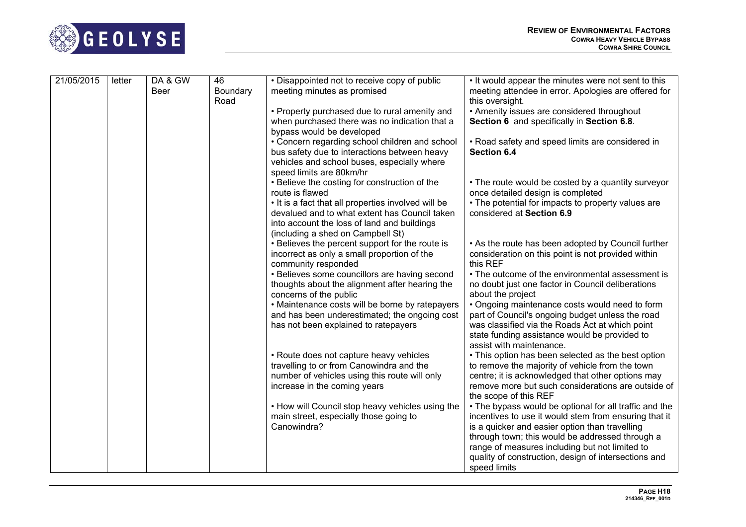| | | | | | |
|---|---|---|---|---|---|
| 21/05/2015 | letter | DA & GW Beer | 46 Boundary Road | • Disappointed not to receive copy of public meeting minutes as promised<br>• Property purchased due to rural amenity and when purchased there was no indication that a bypass would be developed<br>• Concern regarding school children and school bus safety due to interactions between heavy vehicles and school buses, especially where speed limits are 80km/hr<br>• Believe the costing for construction of the route is flawed<br>• It is a fact that all properties involved will be devalued and to what extent has Council taken into account the loss of land and buildings (including a shed on Campbell St)<br>• Believes the percent support for the route is incorrect as only a small proportion of the community responded<br>• Believes some councillors are having second thoughts about the alignment after hearing the concerns of the public<br>• Maintenance costs will be borne by ratepayers and has been underestimated; the ongoing cost has not been explained to ratepayers<br>• Route does not capture heavy vehicles travelling to or from Canowindra and the number of vehicles using this route will only increase in the coming years<br>• How will Council stop heavy vehicles using the main street, especially those going to Canowindra? | • It would appear the minutes were not sent to this meeting attendee in error. Apologies are offered for this oversight.<br>• Amenity issues are considered throughout **Section 6** and specifically in **Section 6.8**.<br>• Road safety and speed limits are considered in **Section 6.4**<br>• The route would be costed by a quantity surveyor once detailed design is completed<br>• The potential for impacts to property values are considered at **Section 6.9**<br>• As the route has been adopted by Council further consideration on this point is not provided within this REF<br>• The outcome of the environmental assessment is no doubt just one factor in Council deliberations about the project<br>• Ongoing maintenance costs would need to form part of Council's ongoing budget unless the road was classified via the Roads Act at which point state funding assistance would be provided to assist with maintenance.<br>• This option has been selected as the best option to remove the majority of vehicle from the town centre; it is acknowledged that other options may remove more but such considerations are outside of the scope of this REF<br>• The bypass would be optional for all traffic and the incentives to use it would stem from ensuring that it is a quicker and easier option than travelling through town; this would be addressed through a range of measures including but not limited to quality of construction, design of intersections and speed limits |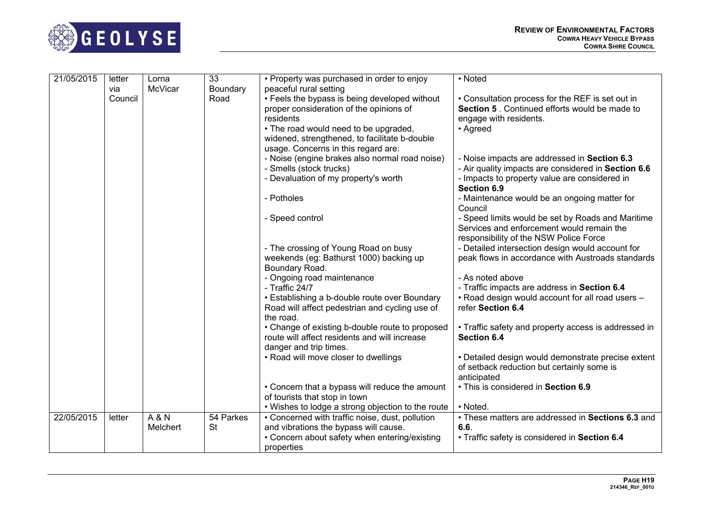| | | | | | |
|---|---|---|---|---|---|
| 21/05/2015 | letter via Council | Lorna McVicar | 33 Boundary Road | • Property was purchased in order to enjoy peaceful rural setting<br>• Feels the bypass is being developed without proper consideration of the opinions of residents<br>• The road would need to be upgraded, widened, strengthened, to facilitate b-double usage. Concerns in this regard are:<br>- Noise (engine brakes also normal road noise)<br>- Smells (stock trucks)<br>- Devaluation of my property's worth<br>- Potholes<br>- Speed control<br>- The crossing of Young Road on busy weekends (eg: Bathurst 1000) backing up Boundary Road.<br>- Ongoing road maintenance<br>- Traffic 24/7<br>• Establishing a b-double route over Boundary Road will affect pedestrian and cycling use of the road.<br>• Change of existing b-double route to proposed route will affect residents and will increase danger and trip times.<br>• Road will move closer to dwellings<br>• Concern that a bypass will reduce the amount of tourists that stop in town<br>• Wishes to lodge a strong objection to the route | • Noted<br>• Consultation process for the REF is set out in **Section 5** . Continued efforts would be made to engage with residents.<br>• Agreed<br>- Noise impacts are addressed in **Section 6.3**<br>- Air quality impacts are considered in **Section 6.6**<br>- Impacts to property value are considered in **Section 6.9**<br>- Maintenance would be an ongoing matter for Council<br>- Speed limits would be set by Roads and Maritime Services and enforcement would remain the responsibility of the NSW Police Force<br>- Detailed intersection design would account for peak flows in accordance with Austroads standards<br>- As noted above<br>- Traffic impacts are address in **Section 6.4**<br>• Road design would account for all road users – refer **Section 6.4**<br>• Traffic safety and property access is addressed in **Section 6.4**<br>• Detailed design would demonstrate precise extent of setback reduction but certainly some is anticipated<br>• This is considered in **Section 6.9**<br>• Noted. |
| 22/05/2015 | letter | A & N Melchert | 54 Parkes St | • Concerned with traffic noise, dust, pollution and vibrations the bypass will cause.<br>• Concern about safety when entering/existing properties | • These matters are addressed in **Sections 6.3** and **6.6**.<br>• Traffic safety is considered in **Section 6.4** |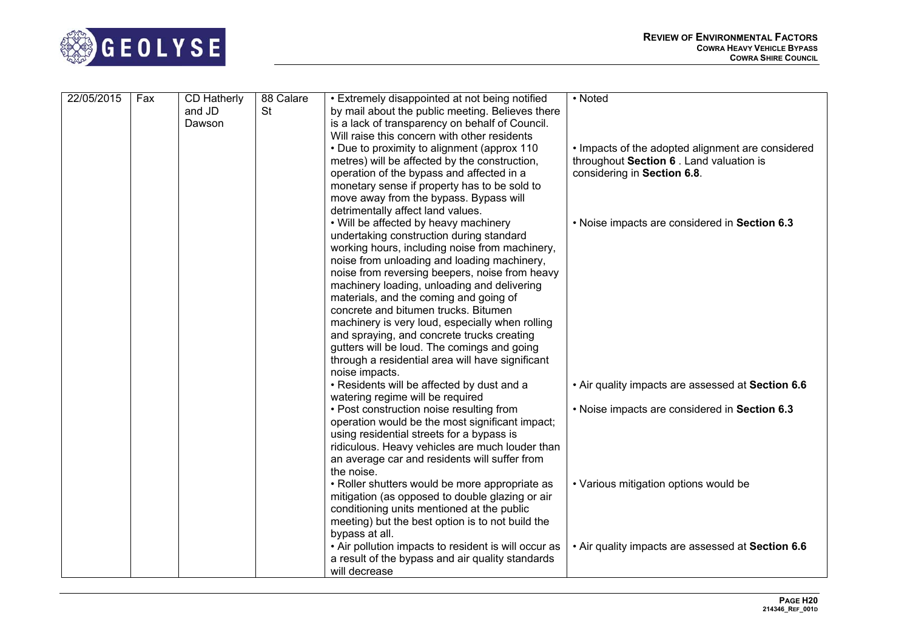| 22/05/2015 | Fax | CD Hatherly and JD Dawson | 88 Calare St | • Extremely disappointed at not being notified by mail about the public meeting. Believes there is a lack of transparency on behalf of Council. Will raise this concern with other residents<br>• Due to proximity to alignment (approx 110 metres) will be affected by the construction, operation of the bypass and affected in a monetary sense if property has to be sold to move away from the bypass. Bypass will detrimentally affect land values.<br>• Will be affected by heavy machinery undertaking construction during standard working hours, including noise from machinery, noise from unloading and loading machinery, noise from reversing beepers, noise from heavy machinery loading, unloading and delivering materials, and the coming and going of concrete and bitumen trucks. Bitumen machinery is very loud, especially when rolling and spraying, and concrete trucks creating gutters will be loud. The comings and going through a residential area will have significant noise impacts.<br>• Residents will be affected by dust and a watering regime will be required<br>• Post construction noise resulting from operation would be the most significant impact; using residential streets for a bypass is ridiculous. Heavy vehicles are much louder than an average car and residents will suffer from the noise.<br>• Roller shutters would be more appropriate as mitigation (as opposed to double glazing or air conditioning units mentioned at the public meeting) but the best option is to not build the bypass at all.<br>• Air pollution impacts to resident is will occur as a result of the bypass and air quality standards will decrease | • Noted<br>• Impacts of the adopted alignment are considered throughout **Section 6** . Land valuation is considering in **Section 6.8**.<br>• Noise impacts are considered in **Section 6.3**<br>• Air quality impacts are assessed at **Section 6.6**<br>• Noise impacts are considered in **Section 6.3**<br>• Various mitigation options would be<br>• Air quality impacts are assessed at **Section 6.6** |
|---|---|---|---|---|---|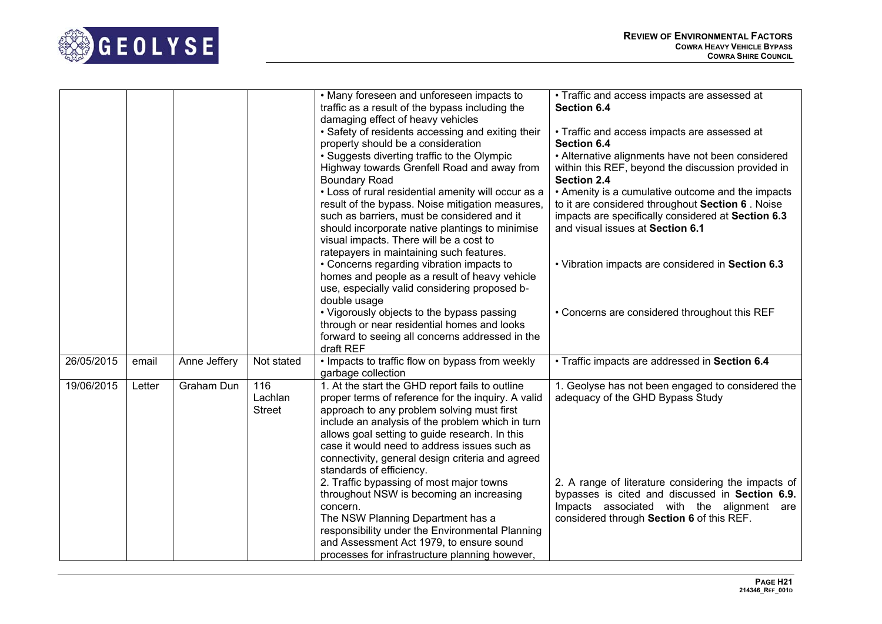| | | | | | |
|---|---|---|---|---|---|
| | | | | • Many foreseen and unforeseen impacts to traffic as a result of the bypass including the damaging effect of heavy vehicles<br>• Safety of residents accessing and exiting their property should be a consideration<br>• Suggests diverting traffic to the Olympic Highway towards Grenfell Road and away from Boundary Road<br>• Loss of rural residential amenity will occur as a result of the bypass. Noise mitigation measures, such as barriers, must be considered and it should incorporate native plantings to minimise visual impacts. There will be a cost to ratepayers in maintaining such features.<br>• Concerns regarding vibration impacts to homes and people as a result of heavy vehicle use, especially valid considering proposed b-double usage<br>• Vigorously objects to the bypass passing through or near residential homes and looks forward to seeing all concerns addressed in the draft REF | • Traffic and access impacts are assessed at **Section 6.4**<br>• Traffic and access impacts are assessed at **Section 6.4**<br>• Alternative alignments have not been considered within this REF, beyond the discussion provided in **Section 2.4**<br>• Amenity is a cumulative outcome and the impacts to it are considered throughout **Section 6** . Noise impacts are specifically considered at **Section 6.3** and visual issues at **Section 6.1**<br>• Vibration impacts are considered in **Section 6.3**<br>• Concerns are considered throughout this REF |
| 26/05/2015 | email | Anne Jeffery | Not stated | • Impacts to traffic flow on bypass from weekly garbage collection | • Traffic impacts are addressed in **Section 6.4** |
| 19/06/2015 | Letter | Graham Dun | 116 Lachlan Street | 1. At the start the GHD report fails to outline proper terms of reference for the inquiry. A valid approach to any problem solving must first include an analysis of the problem which in turn allows goal setting to guide research. In this case it would need to address issues such as connectivity, general design criteria and agreed standards of efficiency.<br>2. Traffic bypassing of most major towns throughout NSW is becoming an increasing concern.<br>The NSW Planning Department has a responsibility under the Environmental Planning and Assessment Act 1979, to ensure sound processes for infrastructure planning however, | 1. Geolyse has not been engaged to considered the adequacy of the GHD Bypass Study<br>2. A range of literature considering the impacts of bypasses is cited and discussed in **Section 6.9.** Impacts associated with the alignment are considered through **Section 6** of this REF. |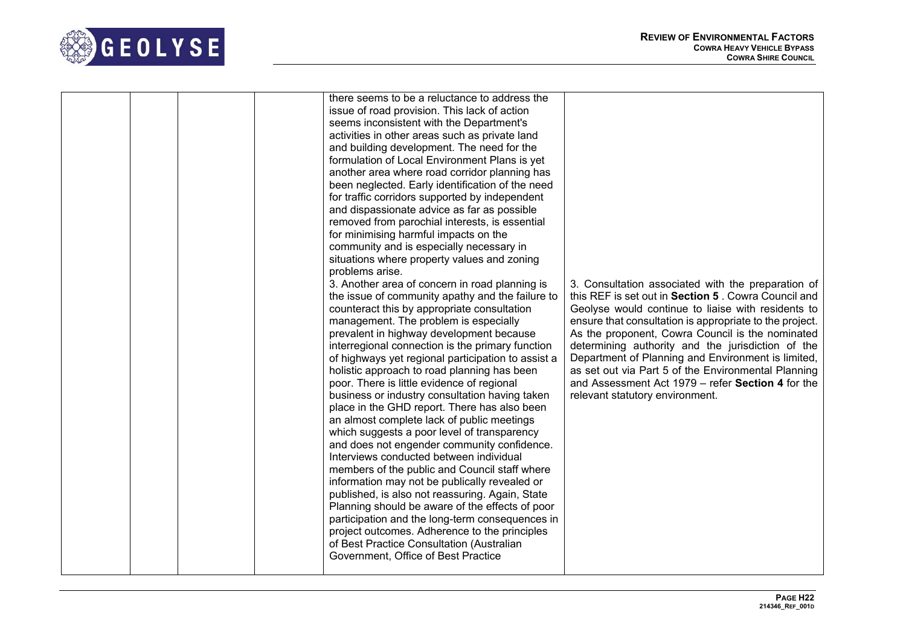|  |  |  |  | there seems to be a reluctance to address the issue of road provision. This lack of action seems inconsistent with the Department's activities in other areas such as private land and building development. The need for the formulation of Local Environment Plans is yet another area where road corridor planning has been neglected. Early identification of the need for traffic corridors supported by independent and dispassionate advice as far as possible removed from parochial interests, is essential for minimising harmful impacts on the community and is especially necessary in situations where property values and zoning problems arise.<br>3. Another area of concern in road planning is the issue of community apathy and the failure to counteract this by appropriate consultation management. The problem is especially prevalent in highway development because interregional connection is the primary function of highways yet regional participation to assist a holistic approach to road planning has been poor. There is little evidence of regional business or industry consultation having taken place in the GHD report. There has also been an almost complete lack of public meetings which suggests a poor level of transparency and does not engender community confidence. Interviews conducted between individual members of the public and Council staff where information may not be publically revealed or published, is also not reassuring. Again, State Planning should be aware of the effects of poor participation and the long-term consequences in project outcomes. Adherence to the principles of Best Practice Consultation (Australian Government, Office of Best Practice | 3. Consultation associated with the preparation of this REF is set out in **Section 5** . Cowra Council and Geolyse would continue to liaise with residents to ensure that consultation is appropriate to the project. As the proponent, Cowra Council is the nominated determining authority and the jurisdiction of the Department of Planning and Environment is limited, as set out via Part 5 of the Environmental Planning and Assessment Act 1979 – refer **Section 4** for the relevant statutory environment. |
|---|---|---|---|---|---|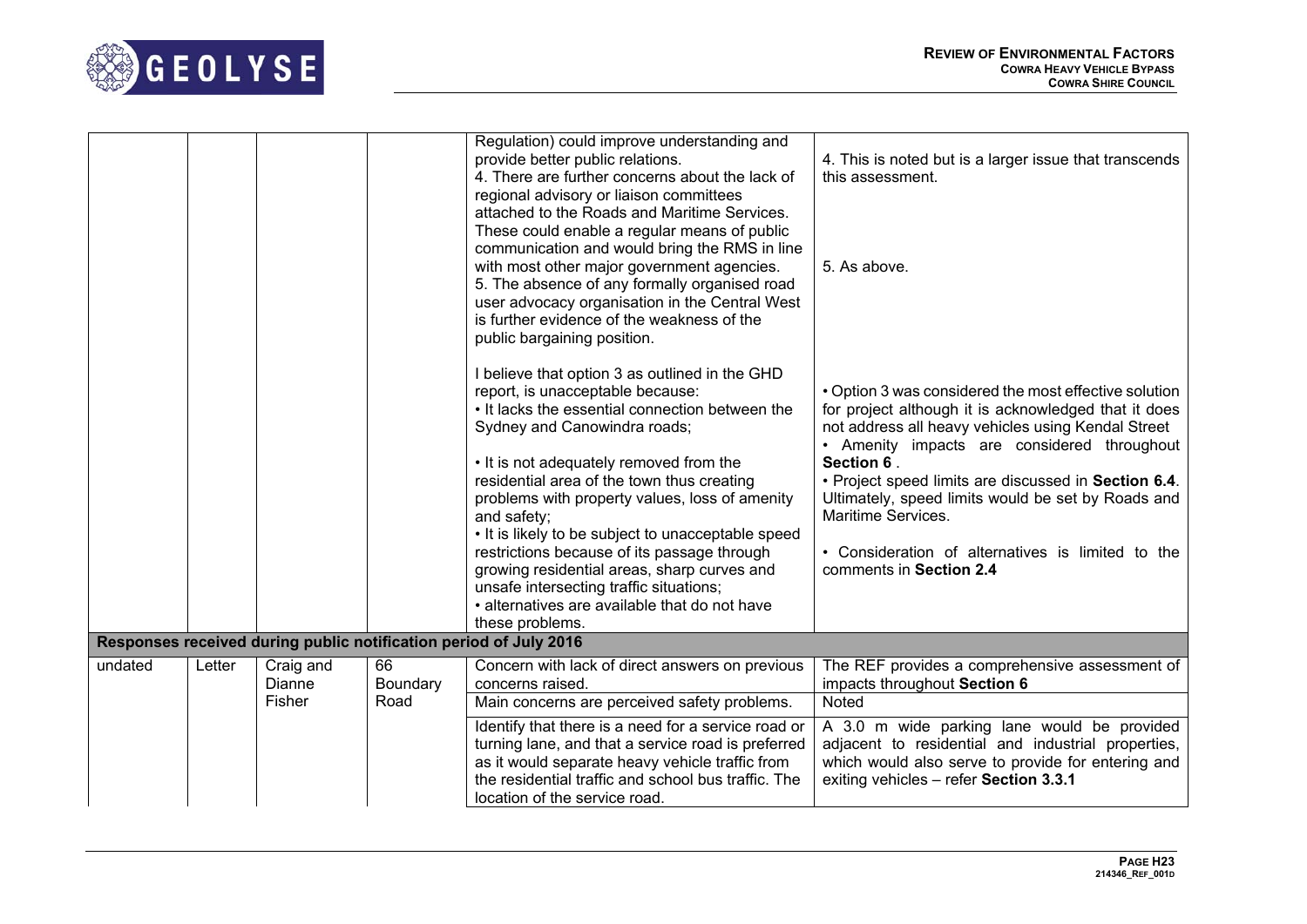| | | | | | |
|---|---|---|---|---|---|
| | | | | Regulation) could improve understanding and provide better public relations.<br>4. There are further concerns about the lack of regional advisory or liaison committees attached to the Roads and Maritime Services. These could enable a regular means of public communication and would bring the RMS in line with most other major government agencies.<br>5. The absence of any formally organised road user advocacy organisation in the Central West is further evidence of the weakness of the public bargaining position. | 4. This is noted but is a larger issue that transcends this assessment.<br><br>5. As above. |
| | | | | I believe that option 3 as outlined in the GHD report, is unacceptable because:<br>• It lacks the essential connection between the Sydney and Canowindra roads;<br>• It is not adequately removed from the residential area of the town thus creating problems with property values, loss of amenity and safety;<br>• It is likely to be subject to unacceptable speed restrictions because of its passage through growing residential areas, sharp curves and unsafe intersecting traffic situations;<br>• alternatives are available that do not have these problems. | • Option 3 was considered the most effective solution for project although it is acknowledged that it does not address all heavy vehicles using Kendal Street<br>• Amenity impacts are considered throughout **Section 6** .<br>• Project speed limits are discussed in **Section 6.4**. Ultimately, speed limits would be set by Roads and Maritime Services.<br>• Consideration of alternatives is limited to the comments in **Section 2.4** |
| **Responses received during public notification period of July 2016** | | | | | |
| undated | Letter | Craig and Dianne Fisher | 66 Boundary Road | Concern with lack of direct answers on previous concerns raised. | The REF provides a comprehensive assessment of impacts throughout **Section 6** |
| | | | | Main concerns are perceived safety problems. | Noted |
| | | | | Identify that there is a need for a service road or turning lane, and that a service road is preferred as it would separate heavy vehicle traffic from the residential traffic and school bus traffic. The location of the service road. | A 3.0 m wide parking lane would be provided adjacent to residential and industrial properties, which would also serve to provide for entering and exiting vehicles – refer **Section 3.3.1** |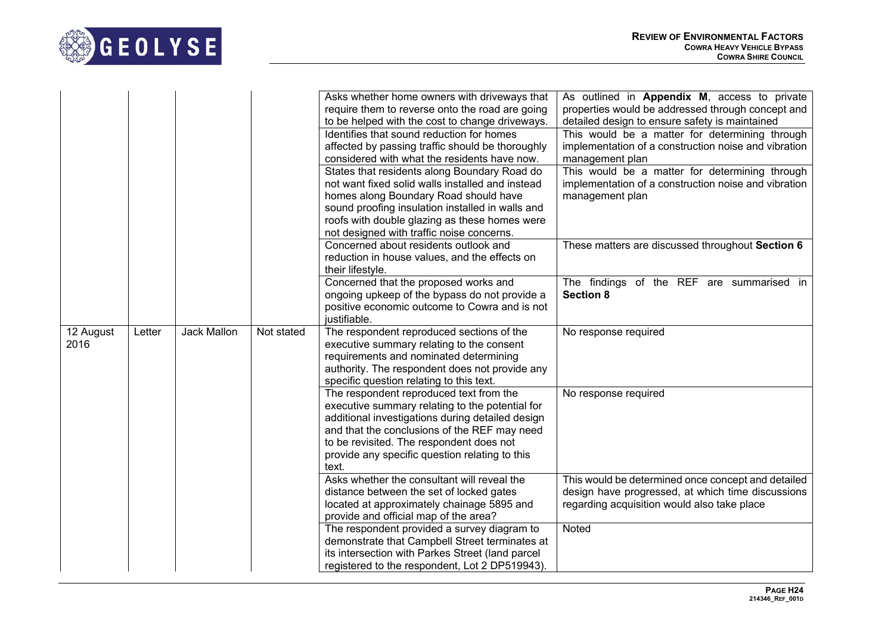| | | | | | |
|---|---|---|---|---|---|
| | | | | Asks whether home owners with driveways that require them to reverse onto the road are going to be helped with the cost to change driveways. | As outlined in **Appendix M**, access to private properties would be addressed through concept and detailed design to ensure safety is maintained |
| | | | | Identifies that sound reduction for homes affected by passing traffic should be thoroughly considered with what the residents have now. | This would be a matter for determining through implementation of a construction noise and vibration management plan |
| | | | | States that residents along Boundary Road do not want fixed solid walls installed and instead homes along Boundary Road should have sound proofing insulation installed in walls and roofs with double glazing as these homes were not designed with traffic noise concerns. | This would be a matter for determining through implementation of a construction noise and vibration management plan |
| | | | | Concerned about residents outlook and reduction in house values, and the effects on their lifestyle. | These matters are discussed throughout **Section 6** |
| | | | | Concerned that the proposed works and ongoing upkeep of the bypass do not provide a positive economic outcome to Cowra and is not justifiable. | The findings of the REF are summarised in **Section 8** |
| 12 August 2016 | Letter | Jack Mallon | Not stated | The respondent reproduced sections of the executive summary relating to the consent requirements and nominated determining authority. The respondent does not provide any specific question relating to this text. | No response required |
| | | | | The respondent reproduced text from the executive summary relating to the potential for additional investigations during detailed design and that the conclusions of the REF may need to be revisited. The respondent does not provide any specific question relating to this text. | No response required |
| | | | | Asks whether the consultant will reveal the distance between the set of locked gates located at approximately chainage 5895 and provide and official map of the area? | This would be determined once concept and detailed design have progressed, at which time discussions regarding acquisition would also take place |
| | | | | The respondent provided a survey diagram to demonstrate that Campbell Street terminates at its intersection with Parkes Street (land parcel registered to the respondent, Lot 2 DP519943). | Noted |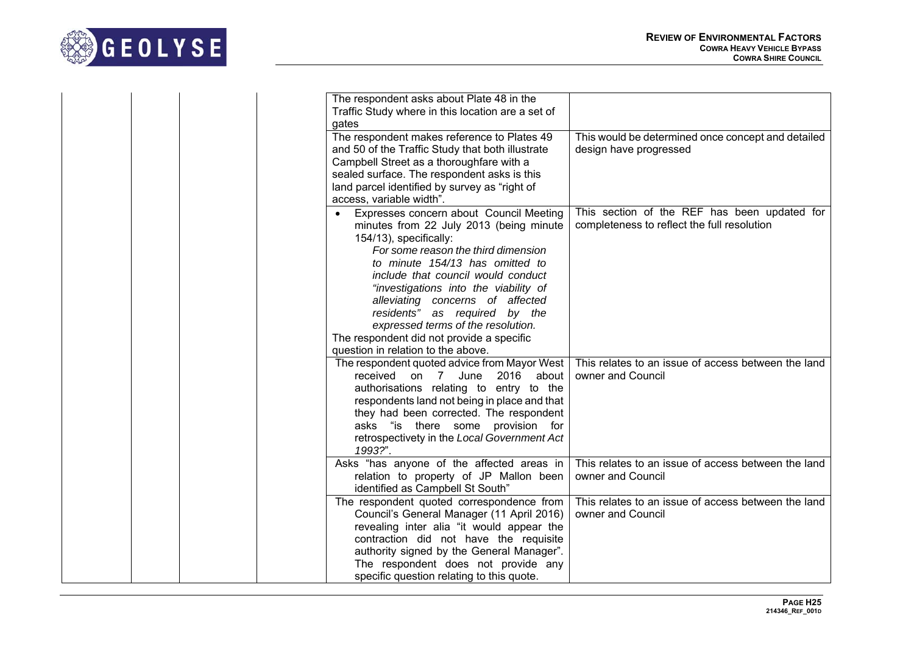| | | | | | |
|---|---|---|---|---|---|
| | | | | The respondent asks about Plate 48 in the Traffic Study where in this location are a set of gates | |
| | | | | The respondent makes reference to Plates 49 and 50 of the Traffic Study that both illustrate Campbell Street as a thoroughfare with a sealed surface. The respondent asks is this land parcel identified by survey as "right of access, variable width". | This would be determined once concept and detailed design have progressed |
| | | | | • Expresses concern about Council Meeting minutes from 22 July 2013 (being minute 154/13), specifically: *For some reason the third dimension to minute 154/13 has omitted to include that council would conduct "investigations into the viability of alleviating concerns of affected residents" as required by the expressed terms of the resolution.* The respondent did not provide a specific question in relation to the above. | This section of the REF has been updated for completeness to reflect the full resolution |
| | | | | The respondent quoted advice from Mayor West received on 7 June 2016 about authorisations relating to entry to the respondents land not being in place and that they had been corrected. The respondent asks "is there some provision for retrospectivety in the *Local Government Act 1993?*". | This relates to an issue of access between the land owner and Council |
| | | | | Asks "has anyone of the affected areas in relation to property of JP Mallon been identified as Campbell St South" | This relates to an issue of access between the land owner and Council |
| | | | | The respondent quoted correspondence from Council's General Manager (11 April 2016) revealing inter alia "it would appear the contraction did not have the requisite authority signed by the General Manager". The respondent does not provide any specific question relating to this quote. | This relates to an issue of access between the land owner and Council |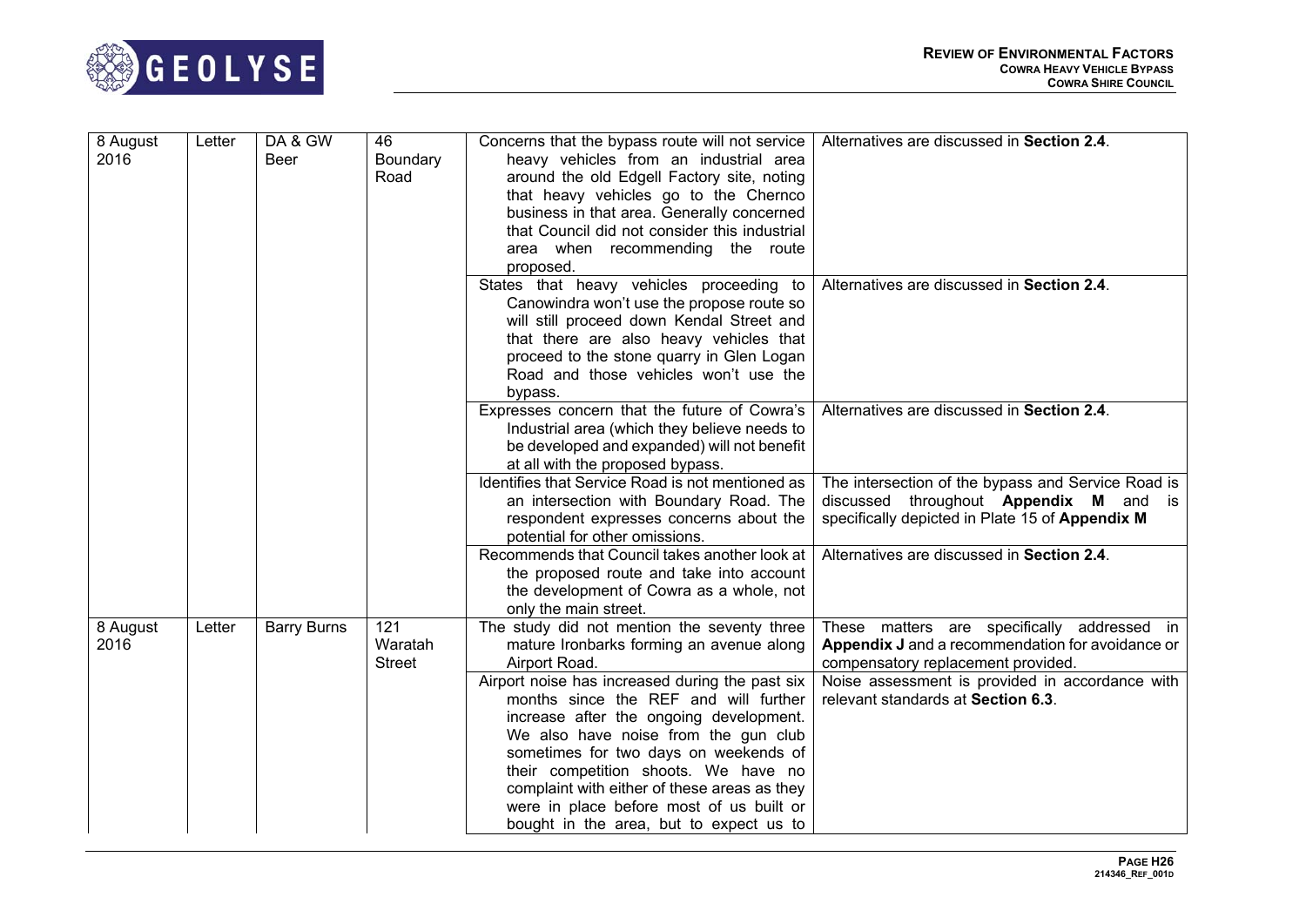| | | | | | |
|---|---|---|---|---|---|
| 8 August 2016 | Letter | DA & GW Beer | 46 Boundary Road | Concerns that the bypass route will not service heavy vehicles from an industrial area around the old Edgell Factory site, noting that heavy vehicles go to the Chernco business in that area. Generally concerned that Council did not consider this industrial area when recommending the route proposed. | Alternatives are discussed in **Section 2.4**. |
| | | | | States that heavy vehicles proceeding to Canowindra won't use the propose route so will still proceed down Kendal Street and that there are also heavy vehicles that proceed to the stone quarry in Glen Logan Road and those vehicles won't use the bypass. | Alternatives are discussed in **Section 2.4**. |
| | | | | Expresses concern that the future of Cowra's Industrial area (which they believe needs to be developed and expanded) will not benefit at all with the proposed bypass. | Alternatives are discussed in **Section 2.4**. |
| | | | | Identifies that Service Road is not mentioned as an intersection with Boundary Road. The respondent expresses concerns about the potential for other omissions. | The intersection of the bypass and Service Road is discussed throughout **Appendix M** and is specifically depicted in Plate 15 of **Appendix M** |
| | | | | Recommends that Council takes another look at the proposed route and take into account the development of Cowra as a whole, not only the main street. | Alternatives are discussed in **Section 2.4**. |
| 8 August 2016 | Letter | Barry Burns | 121 Waratah Street | The study did not mention the seventy three mature Ironbarks forming an avenue along Airport Road. | These matters are specifically addressed in **Appendix J** and a recommendation for avoidance or compensatory replacement provided. |
| | | | | Airport noise has increased during the past six months since the REF and will further increase after the ongoing development. We also have noise from the gun club sometimes for two days on weekends of their competition shoots. We have no complaint with either of these areas as they were in place before most of us built or bought in the area, but to expect us to | Noise assessment is provided in accordance with relevant standards at **Section 6.3**. |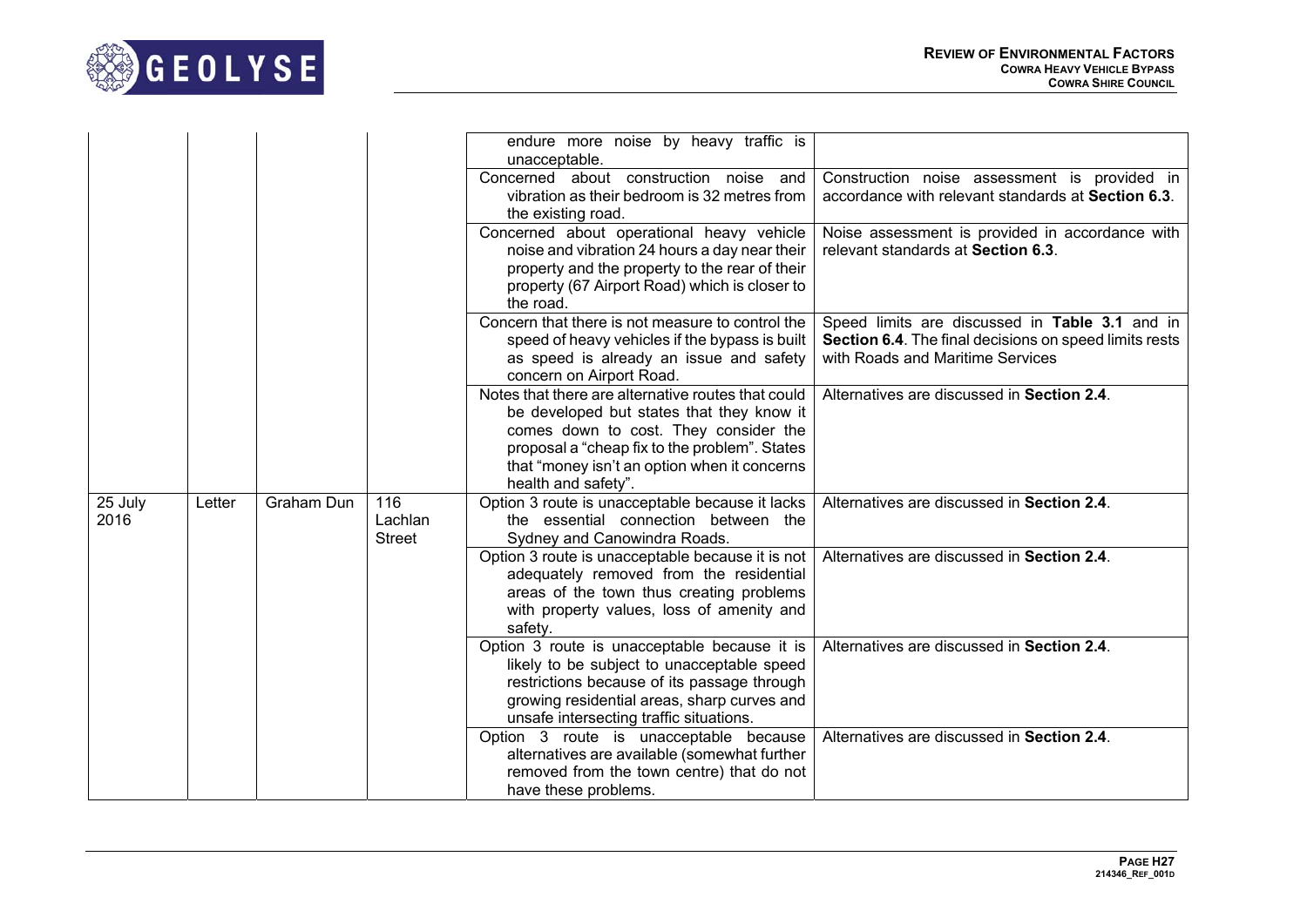| | | | | | |
|---|---|---|---|---|---|
| | | | | endure more noise by heavy traffic is unacceptable. | |
| | | | | Concerned about construction noise and vibration as their bedroom is 32 metres from the existing road. | Construction noise assessment is provided in accordance with relevant standards at **Section 6.3**. |
| | | | | Concerned about operational heavy vehicle noise and vibration 24 hours a day near their property and the property to the rear of their property (67 Airport Road) which is closer to the road. | Noise assessment is provided in accordance with relevant standards at **Section 6.3**. |
| | | | | Concern that there is not measure to control the speed of heavy vehicles if the bypass is built as speed is already an issue and safety concern on Airport Road. | Speed limits are discussed in **Table 3.1** and in **Section 6.4**. The final decisions on speed limits rests with Roads and Maritime Services |
| | | | | Notes that there are alternative routes that could be developed but states that they know it comes down to cost. They consider the proposal a "cheap fix to the problem". States that "money isn't an option when it concerns health and safety". | Alternatives are discussed in **Section 2.4**. |
| 25 July 2016 | Letter | Graham Dun | 116 Lachlan Street | Option 3 route is unacceptable because it lacks the essential connection between the Sydney and Canowindra Roads. | Alternatives are discussed in **Section 2.4**. |
| | | | | Option 3 route is unacceptable because it is not adequately removed from the residential areas of the town thus creating problems with property values, loss of amenity and safety. | Alternatives are discussed in **Section 2.4**. |
| | | | | Option 3 route is unacceptable because it is likely to be subject to unacceptable speed restrictions because of its passage through growing residential areas, sharp curves and unsafe intersecting traffic situations. | Alternatives are discussed in **Section 2.4**. |
| | | | | Option 3 route is unacceptable because alternatives are available (somewhat further removed from the town centre) that do not have these problems. | Alternatives are discussed in **Section 2.4**. |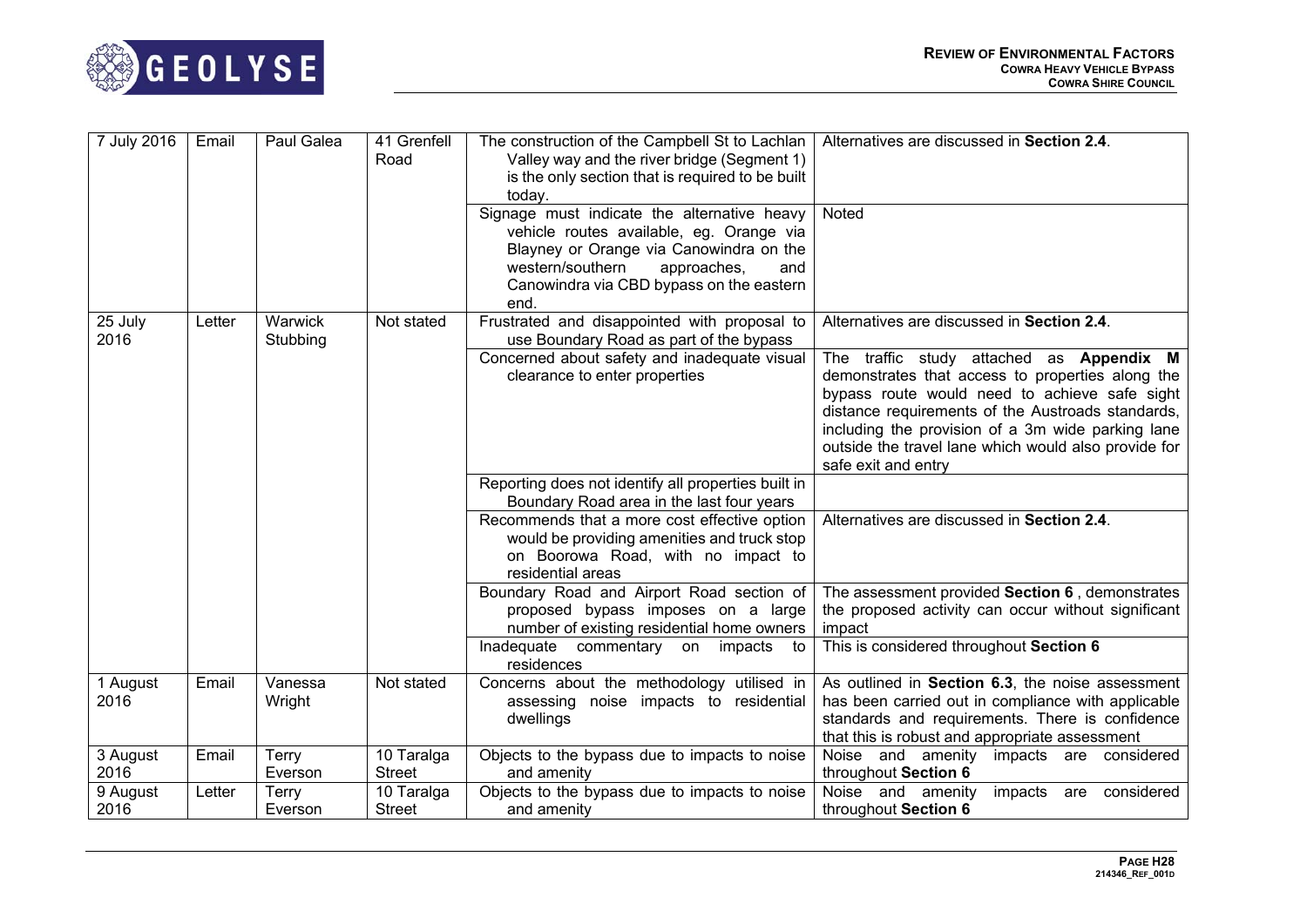| | | | | | |
|---|---|---|---|---|---|
| 7 July 2016 | Email | Paul Galea | 41 Grenfell Road | The construction of the Campbell St to Lachlan Valley way and the river bridge (Segment 1) is the only section that is required to be built today. | Alternatives are discussed in **Section 2.4**. |
| | | | | Signage must indicate the alternative heavy vehicle routes available, eg. Orange via Blayney or Orange via Canowindra on the western/southern approaches, and Canowindra via CBD bypass on the eastern end. | Noted |
| 25 July 2016 | Letter | Warwick Stubbing | Not stated | Frustrated and disappointed with proposal to use Boundary Road as part of the bypass | Alternatives are discussed in **Section 2.4**. |
| | | | | Concerned about safety and inadequate visual clearance to enter properties | The traffic study attached as **Appendix M** demonstrates that access to properties along the bypass route would need to achieve safe sight distance requirements of the Austroads standards, including the provision of a 3m wide parking lane outside the travel lane which would also provide for safe exit and entry |
| | | | | Reporting does not identify all properties built in Boundary Road area in the last four years | |
| | | | | Recommends that a more cost effective option would be providing amenities and truck stop on Boorowa Road, with no impact to residential areas | Alternatives are discussed in **Section 2.4**. |
| | | | | Boundary Road and Airport Road section of proposed bypass imposes on a large number of existing residential home owners | The assessment provided **Section 6**, demonstrates the proposed activity can occur without significant impact |
| | | | | Inadequate commentary on impacts to residences | This is considered throughout **Section 6** |
| 1 August 2016 | Email | Vanessa Wright | Not stated | Concerns about the methodology utilised in assessing noise impacts to residential dwellings | As outlined in **Section 6.3**, the noise assessment has been carried out in compliance with applicable standards and requirements. There is confidence that this is robust and appropriate assessment |
| 3 August 2016 | Email | Terry Everson | 10 Taralga Street | Objects to the bypass due to impacts to noise and amenity | Noise and amenity impacts are considered throughout **Section 6** |
| 9 August 2016 | Letter | Terry Everson | 10 Taralga Street | Objects to the bypass due to impacts to noise and amenity | Noise and amenity impacts are considered throughout **Section 6** |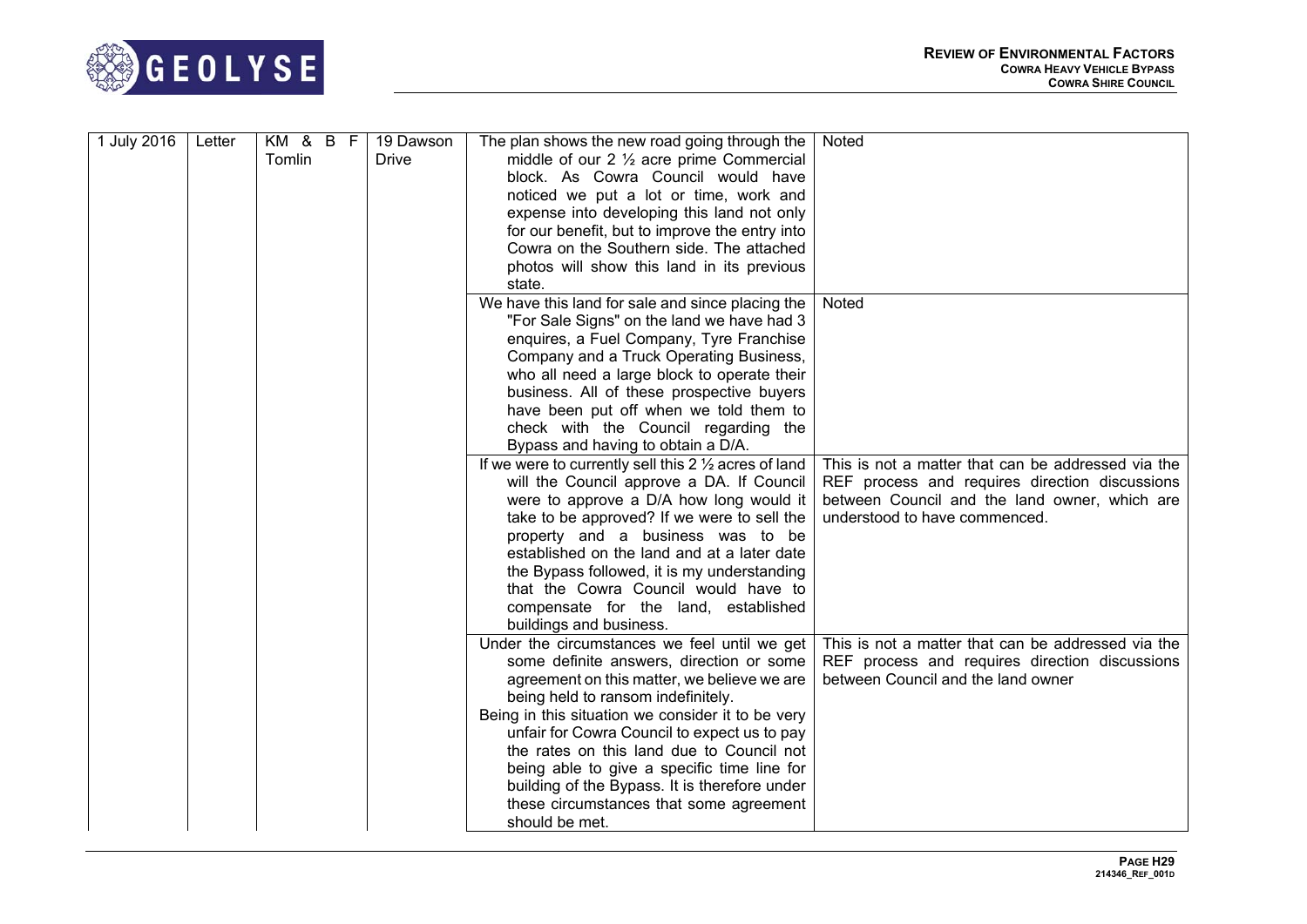| | | | | | |
|---|---|---|---|---|---|
| 1 July 2016 | Letter | KM & B F Tomlin | 19 Dawson Drive | The plan shows the new road going through the middle of our 2 ½ acre prime Commercial block. As Cowra Council would have noticed we put a lot or time, work and expense into developing this land not only for our benefit, but to improve the entry into Cowra on the Southern side. The attached photos will show this land in its previous state. | Noted |
| | | | | We have this land for sale and since placing the "For Sale Signs" on the land we have had 3 enquires, a Fuel Company, Tyre Franchise Company and a Truck Operating Business, who all need a large block to operate their business. All of these prospective buyers have been put off when we told them to check with the Council regarding the Bypass and having to obtain a D/A. | Noted |
| | | | | If we were to currently sell this 2 ½ acres of land will the Council approve a DA. If Council were to approve a D/A how long would it take to be approved? If we were to sell the property and a business was to be established on the land and at a later date the Bypass followed, it is my understanding that the Cowra Council would have to compensate for the land, established buildings and business. | This is not a matter that can be addressed via the REF process and requires direction discussions between Council and the land owner, which are understood to have commenced. |
| | | | | Under the circumstances we feel until we get some definite answers, direction or some agreement on this matter, we believe we are being held to ransom indefinitely. Being in this situation we consider it to be very unfair for Cowra Council to expect us to pay the rates on this land due to Council not being able to give a specific time line for building of the Bypass. It is therefore under these circumstances that some agreement should be met. | This is not a matter that can be addressed via the REF process and requires direction discussions between Council and the land owner |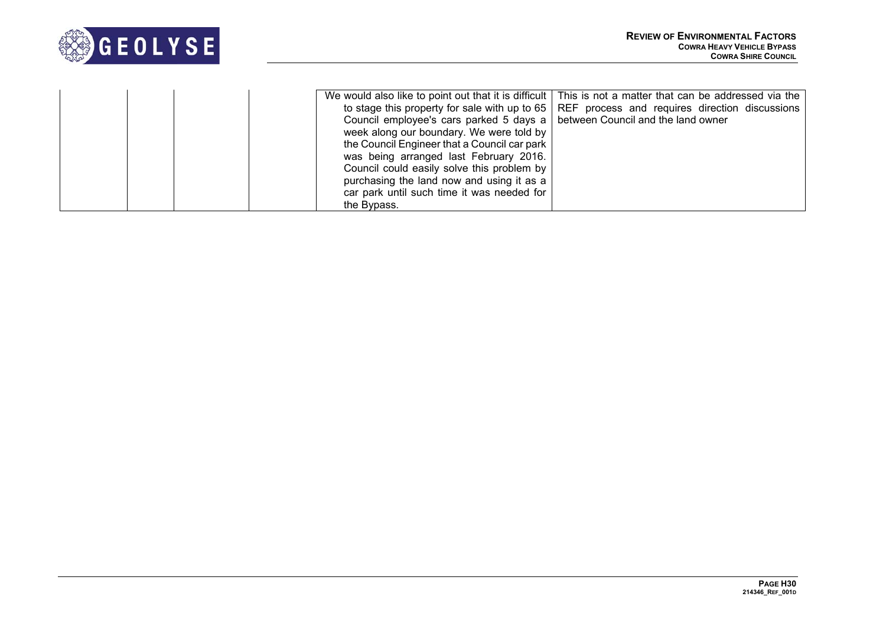| | | | | | |
|---|---|---|---|---|---|
| | | | | We would also like to point out that it is difficult to stage this property for sale with up to 65 Council employee's cars parked 5 days a week along our boundary. We were told by the Council Engineer that a Council car park was being arranged last February 2016. Council could easily solve this problem by purchasing the land now and using it as a car park until such time it was needed for the Bypass. | This is not a matter that can be addressed via the REF process and requires direction discussions between Council and the land owner |